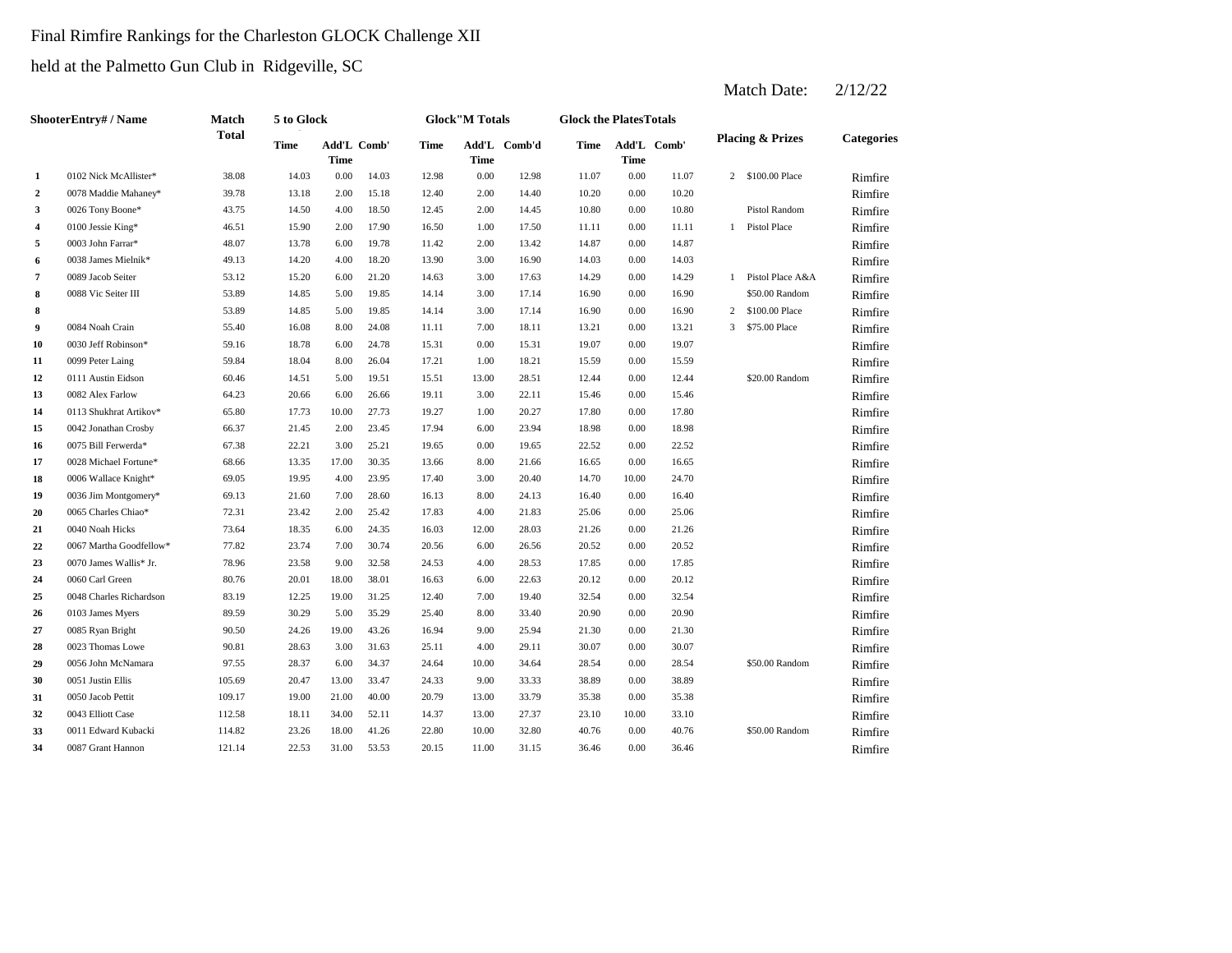Final Rimfire Rankings for the Charleston GLOCK Challenge XII

held at the Palmetto Gun Club in Ridgeville, SC

Match Date: 2/12/22

| Shooter | Entry# / Name | Match Total | 5 to Glock | | | Glock"M Totals | | | Glock the Plates Totals | | | Placing & Prizes | | Categories |
|---|---|---|---|---|---|---|---|---|---|---|---|---|---|---|
| | | | Time | Add'L Time | Comb' | Time | Add'L Time | Comb'd | Time | Add'L Time | Comb' | | | |
| 1 | 0102 Nick McAllister* | 38.08 | 14.03 | 0.00 | 14.03 | 12.98 | 0.00 | 12.98 | 11.07 | 0.00 | 11.07 | 2 | $100.00 Place | Rimfire |
| 2 | 0078 Maddie Mahaney* | 39.78 | 13.18 | 2.00 | 15.18 | 12.40 | 2.00 | 14.40 | 10.20 | 0.00 | 10.20 | | | Rimfire |
| 3 | 0026 Tony Boone* | 43.75 | 14.50 | 4.00 | 18.50 | 12.45 | 2.00 | 14.45 | 10.80 | 0.00 | 10.80 | | Pistol Random | Rimfire |
| 4 | 0100 Jessie King* | 46.51 | 15.90 | 2.00 | 17.90 | 16.50 | 1.00 | 17.50 | 11.11 | 0.00 | 11.11 | 1 | Pistol Place | Rimfire |
| 5 | 0003 John Farrar* | 48.07 | 13.78 | 6.00 | 19.78 | 11.42 | 2.00 | 13.42 | 14.87 | 0.00 | 14.87 | | | Rimfire |
| 6 | 0038 James Mielnik* | 49.13 | 14.20 | 4.00 | 18.20 | 13.90 | 3.00 | 16.90 | 14.03 | 0.00 | 14.03 | | | Rimfire |
| 7 | 0089 Jacob Seiter | 53.12 | 15.20 | 6.00 | 21.20 | 14.63 | 3.00 | 17.63 | 14.29 | 0.00 | 14.29 | 1 | Pistol Place A&A | Rimfire |
| 8 | 0088 Vic Seiter III | 53.89 | 14.85 | 5.00 | 19.85 | 14.14 | 3.00 | 17.14 | 16.90 | 0.00 | 16.90 | | $50.00 Random | Rimfire |
| 8 | | 53.89 | 14.85 | 5.00 | 19.85 | 14.14 | 3.00 | 17.14 | 16.90 | 0.00 | 16.90 | 2 | $100.00 Place | Rimfire |
| 9 | 0084 Noah Crain | 55.40 | 16.08 | 8.00 | 24.08 | 11.11 | 7.00 | 18.11 | 13.21 | 0.00 | 13.21 | 3 | $75.00 Place | Rimfire |
| 10 | 0030 Jeff Robinson* | 59.16 | 18.78 | 6.00 | 24.78 | 15.31 | 0.00 | 15.31 | 19.07 | 0.00 | 19.07 | | | Rimfire |
| 11 | 0099 Peter Laing | 59.84 | 18.04 | 8.00 | 26.04 | 17.21 | 1.00 | 18.21 | 15.59 | 0.00 | 15.59 | | | Rimfire |
| 12 | 0111 Austin Eidson | 60.46 | 14.51 | 5.00 | 19.51 | 15.51 | 13.00 | 28.51 | 12.44 | 0.00 | 12.44 | | $20.00 Random | Rimfire |
| 13 | 0082 Alex Farlow | 64.23 | 20.66 | 6.00 | 26.66 | 19.11 | 3.00 | 22.11 | 15.46 | 0.00 | 15.46 | | | Rimfire |
| 14 | 0113 Shukhrat Artikov* | 65.80 | 17.73 | 10.00 | 27.73 | 19.27 | 1.00 | 20.27 | 17.80 | 0.00 | 17.80 | | | Rimfire |
| 15 | 0042 Jonathan Crosby | 66.37 | 21.45 | 2.00 | 23.45 | 17.94 | 6.00 | 23.94 | 18.98 | 0.00 | 18.98 | | | Rimfire |
| 16 | 0075 Bill Ferwerda* | 67.38 | 22.21 | 3.00 | 25.21 | 19.65 | 0.00 | 19.65 | 22.52 | 0.00 | 22.52 | | | Rimfire |
| 17 | 0028 Michael Fortune* | 68.66 | 13.35 | 17.00 | 30.35 | 13.66 | 8.00 | 21.66 | 16.65 | 0.00 | 16.65 | | | Rimfire |
| 18 | 0006 Wallace Knight* | 69.05 | 19.95 | 4.00 | 23.95 | 17.40 | 3.00 | 20.40 | 14.70 | 10.00 | 24.70 | | | Rimfire |
| 19 | 0036 Jim Montgomery* | 69.13 | 21.60 | 7.00 | 28.60 | 16.13 | 8.00 | 24.13 | 16.40 | 0.00 | 16.40 | | | Rimfire |
| 20 | 0065 Charles Chiao* | 72.31 | 23.42 | 2.00 | 25.42 | 17.83 | 4.00 | 21.83 | 25.06 | 0.00 | 25.06 | | | Rimfire |
| 21 | 0040 Noah Hicks | 73.64 | 18.35 | 6.00 | 24.35 | 16.03 | 12.00 | 28.03 | 21.26 | 0.00 | 21.26 | | | Rimfire |
| 22 | 0067 Martha Goodfellow* | 77.82 | 23.74 | 7.00 | 30.74 | 20.56 | 6.00 | 26.56 | 20.52 | 0.00 | 20.52 | | | Rimfire |
| 23 | 0070 James Wallis* Jr. | 78.96 | 23.58 | 9.00 | 32.58 | 24.53 | 4.00 | 28.53 | 17.85 | 0.00 | 17.85 | | | Rimfire |
| 24 | 0060 Carl Green | 80.76 | 20.01 | 18.00 | 38.01 | 16.63 | 6.00 | 22.63 | 20.12 | 0.00 | 20.12 | | | Rimfire |
| 25 | 0048 Charles Richardson | 83.19 | 12.25 | 19.00 | 31.25 | 12.40 | 7.00 | 19.40 | 32.54 | 0.00 | 32.54 | | | Rimfire |
| 26 | 0103 James Myers | 89.59 | 30.29 | 5.00 | 35.29 | 25.40 | 8.00 | 33.40 | 20.90 | 0.00 | 20.90 | | | Rimfire |
| 27 | 0085 Ryan Bright | 90.50 | 24.26 | 19.00 | 43.26 | 16.94 | 9.00 | 25.94 | 21.30 | 0.00 | 21.30 | | | Rimfire |
| 28 | 0023 Thomas Lowe | 90.81 | 28.63 | 3.00 | 31.63 | 25.11 | 4.00 | 29.11 | 30.07 | 0.00 | 30.07 | | | Rimfire |
| 29 | 0056 John McNamara | 97.55 | 28.37 | 6.00 | 34.37 | 24.64 | 10.00 | 34.64 | 28.54 | 0.00 | 28.54 | | $50.00 Random | Rimfire |
| 30 | 0051 Justin Ellis | 105.69 | 20.47 | 13.00 | 33.47 | 24.33 | 9.00 | 33.33 | 38.89 | 0.00 | 38.89 | | | Rimfire |
| 31 | 0050 Jacob Pettit | 109.17 | 19.00 | 21.00 | 40.00 | 20.79 | 13.00 | 33.79 | 35.38 | 0.00 | 35.38 | | | Rimfire |
| 32 | 0043 Elliott Case | 112.58 | 18.11 | 34.00 | 52.11 | 14.37 | 13.00 | 27.37 | 23.10 | 10.00 | 33.10 | | | Rimfire |
| 33 | 0011 Edward Kubacki | 114.82 | 23.26 | 18.00 | 41.26 | 22.80 | 10.00 | 32.80 | 40.76 | 0.00 | 40.76 | | $50.00 Random | Rimfire |
| 34 | 0087 Grant Hannon | 121.14 | 22.53 | 31.00 | 53.53 | 20.15 | 11.00 | 31.15 | 36.46 | 0.00 | 36.46 | | | Rimfire |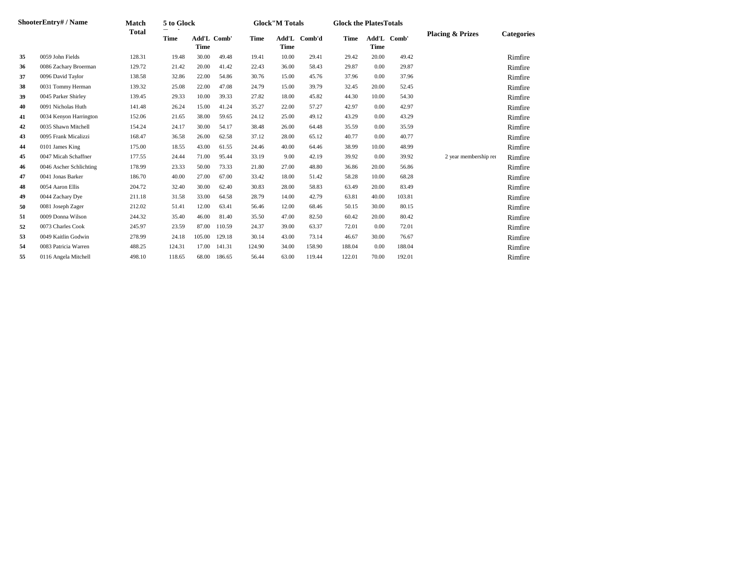| ShooterEntry# / Name | | Match Total | 5 to Glock | | | Glock"M Totals | | | Glock the PlatesTotals | | | Placing & Prizes | Categories |
|---|---|---|---|---|---|---|---|---|---|---|---|---|---|
| | | | Time | Add'L Time | Comb' | Time | Add'L Time | Comb'd | Time | Add'L Time | Comb' | | |
| 35 | 0059 John Fields | 128.31 | 19.48 | 30.00 | 49.48 | 19.41 | 10.00 | 29.41 | 29.42 | 20.00 | 49.42 | | Rimfire |
| 36 | 0086 Zachary Broerman | 129.72 | 21.42 | 20.00 | 41.42 | 22.43 | 36.00 | 58.43 | 29.87 | 0.00 | 29.87 | | Rimfire |
| 37 | 0096 David Taylor | 138.58 | 32.86 | 22.00 | 54.86 | 30.76 | 15.00 | 45.76 | 37.96 | 0.00 | 37.96 | | Rimfire |
| 38 | 0031 Tommy Herman | 139.32 | 25.08 | 22.00 | 47.08 | 24.79 | 15.00 | 39.79 | 32.45 | 20.00 | 52.45 | | Rimfire |
| 39 | 0045 Parker Shirley | 139.45 | 29.33 | 10.00 | 39.33 | 27.82 | 18.00 | 45.82 | 44.30 | 10.00 | 54.30 | | Rimfire |
| 40 | 0091 Nicholas Huth | 141.48 | 26.24 | 15.00 | 41.24 | 35.27 | 22.00 | 57.27 | 42.97 | 0.00 | 42.97 | | Rimfire |
| 41 | 0034 Kenyon Harrington | 152.06 | 21.65 | 38.00 | 59.65 | 24.12 | 25.00 | 49.12 | 43.29 | 0.00 | 43.29 | | Rimfire |
| 42 | 0035 Shawn Mitchell | 154.24 | 24.17 | 30.00 | 54.17 | 38.48 | 26.00 | 64.48 | 35.59 | 0.00 | 35.59 | | Rimfire |
| 43 | 0095 Frank Micalizzi | 168.47 | 36.58 | 26.00 | 62.58 | 37.12 | 28.00 | 65.12 | 40.77 | 0.00 | 40.77 | | Rimfire |
| 44 | 0101 James King | 175.00 | 18.55 | 43.00 | 61.55 | 24.46 | 40.00 | 64.46 | 38.99 | 10.00 | 48.99 | | Rimfire |
| 45 | 0047 Micah Schaffner | 177.55 | 24.44 | 71.00 | 95.44 | 33.19 | 9.00 | 42.19 | 39.92 | 0.00 | 39.92 | 2 year membership rei | Rimfire |
| 46 | 0046 Ascher Schlichting | 178.99 | 23.33 | 50.00 | 73.33 | 21.80 | 27.00 | 48.80 | 36.86 | 20.00 | 56.86 | | Rimfire |
| 47 | 0041 Jonas Barker | 186.70 | 40.00 | 27.00 | 67.00 | 33.42 | 18.00 | 51.42 | 58.28 | 10.00 | 68.28 | | Rimfire |
| 48 | 0054 Aaron Ellis | 204.72 | 32.40 | 30.00 | 62.40 | 30.83 | 28.00 | 58.83 | 63.49 | 20.00 | 83.49 | | Rimfire |
| 49 | 0044 Zachary Dye | 211.18 | 31.58 | 33.00 | 64.58 | 28.79 | 14.00 | 42.79 | 63.81 | 40.00 | 103.81 | | Rimfire |
| 50 | 0081 Joseph Zager | 212.02 | 51.41 | 12.00 | 63.41 | 56.46 | 12.00 | 68.46 | 50.15 | 30.00 | 80.15 | | Rimfire |
| 51 | 0009 Donna Wilson | 244.32 | 35.40 | 46.00 | 81.40 | 35.50 | 47.00 | 82.50 | 60.42 | 20.00 | 80.42 | | Rimfire |
| 52 | 0073 Charles Cook | 245.97 | 23.59 | 87.00 | 110.59 | 24.37 | 39.00 | 63.37 | 72.01 | 0.00 | 72.01 | | Rimfire |
| 53 | 0049 Kaitlin Godwin | 278.99 | 24.18 | 105.00 | 129.18 | 30.14 | 43.00 | 73.14 | 46.67 | 30.00 | 76.67 | | Rimfire |
| 54 | 0083 Patricia Warren | 488.25 | 124.31 | 17.00 | 141.31 | 124.90 | 34.00 | 158.90 | 188.04 | 0.00 | 188.04 | | Rimfire |
| 55 | 0116 Angela Mitchell | 498.10 | 118.65 | 68.00 | 186.65 | 56.44 | 63.00 | 119.44 | 122.01 | 70.00 | 192.01 | | Rimfire |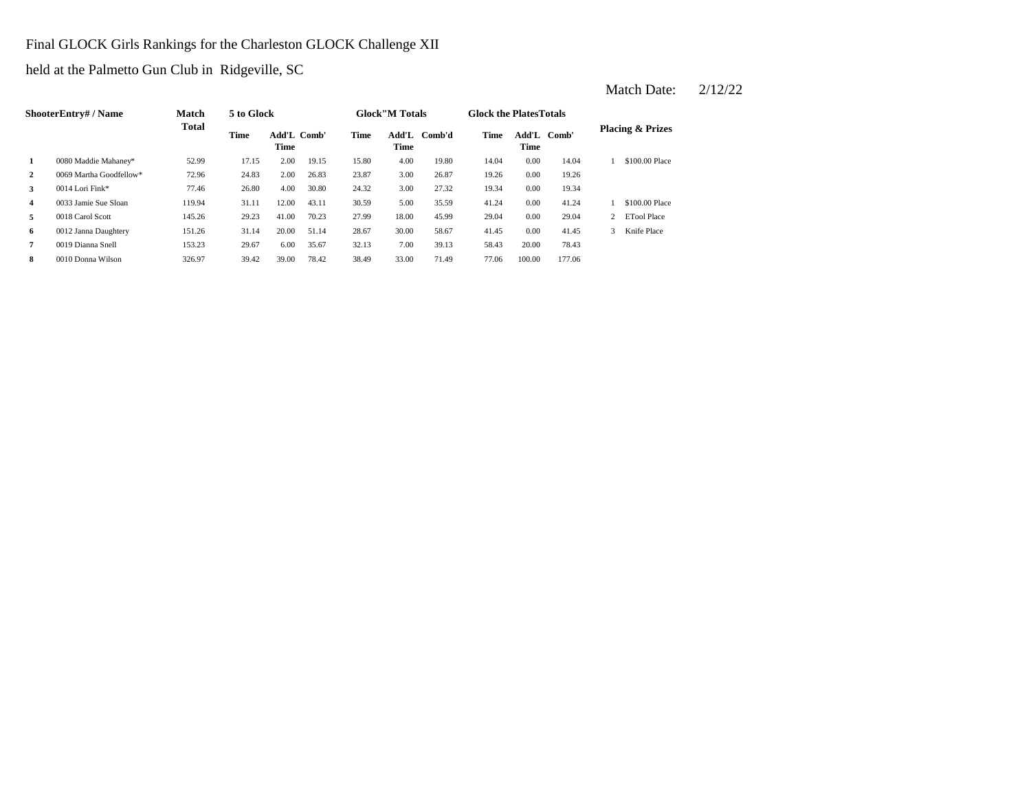Final GLOCK Girls Rankings for the Charleston GLOCK Challenge XII

held at the Palmetto Gun Club in Ridgeville, SC

Match Date: 2/12/22

| Shooter | Entry# / Name | Match Total | 5 to Glock | | | Glock"M Totals | | | Glock the Plates Totals | | | Placing & Prizes | |
|---|---|---|---|---|---|---|---|---|---|---|---|---|---|
| | | | Time | Add'L Time | Comb' | Time | Add'L Time | Comb'd | Time | Add'L Time | Comb' | | |
| 1 | 0080 Maddie Mahaney* | 52.99 | 17.15 | 2.00 | 19.15 | 15.80 | 4.00 | 19.80 | 14.04 | 0.00 | 14.04 | 1 | $100.00 Place |
| 2 | 0069 Martha Goodfellow* | 72.96 | 24.83 | 2.00 | 26.83 | 23.87 | 3.00 | 26.87 | 19.26 | 0.00 | 19.26 | | |
| 3 | 0014 Lori Fink* | 77.46 | 26.80 | 4.00 | 30.80 | 24.32 | 3.00 | 27.32 | 19.34 | 0.00 | 19.34 | | |
| 4 | 0033 Jamie Sue Sloan | 119.94 | 31.11 | 12.00 | 43.11 | 30.59 | 5.00 | 35.59 | 41.24 | 0.00 | 41.24 | 1 | $100.00 Place |
| 5 | 0018 Carol Scott | 145.26 | 29.23 | 41.00 | 70.23 | 27.99 | 18.00 | 45.99 | 29.04 | 0.00 | 29.04 | 2 | ETool Place |
| 6 | 0012 Janna Daughtery | 151.26 | 31.14 | 20.00 | 51.14 | 28.67 | 30.00 | 58.67 | 41.45 | 0.00 | 41.45 | 3 | Knife Place |
| 7 | 0019 Dianna Snell | 153.23 | 29.67 | 6.00 | 35.67 | 32.13 | 7.00 | 39.13 | 58.43 | 20.00 | 78.43 | | |
| 8 | 0010 Donna Wilson | 326.97 | 39.42 | 39.00 | 78.42 | 38.49 | 33.00 | 71.49 | 77.06 | 100.00 | 177.06 | | |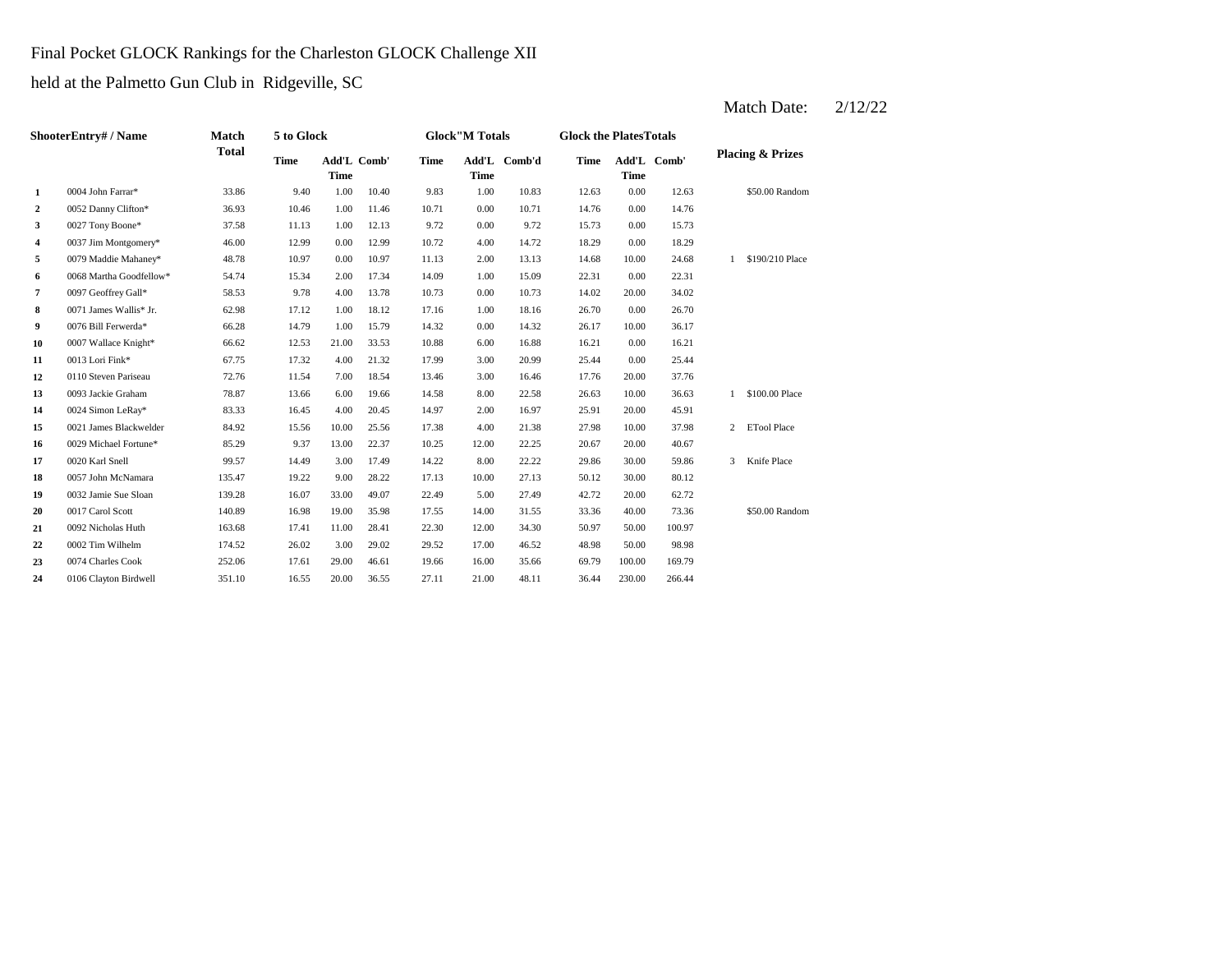Final Pocket GLOCK Rankings for the Charleston GLOCK Challenge XII

held at the Palmetto Gun Club in Ridgeville, SC

Match Date: 2/12/22

| | ShooterEntry# / Name | Match Total | 5 to Glock | | | Glock"M Totals | | | Glock the Plates Totals | | | Placing & Prizes | |
|---|---|---|---|---|---|---|---|---|---|---|---|---|---|
| | | | Time | Add'L Time | Comb' | Time | Add'L Time | Comb'd | Time | Add'L Time | Comb' | | |
| 1 | 0004 John Farrar* | 33.86 | 9.40 | 1.00 | 10.40 | 9.83 | 1.00 | 10.83 | 12.63 | 0.00 | 12.63 | | $50.00 Random |
| 2 | 0052 Danny Clifton* | 36.93 | 10.46 | 1.00 | 11.46 | 10.71 | 0.00 | 10.71 | 14.76 | 0.00 | 14.76 | | |
| 3 | 0027 Tony Boone* | 37.58 | 11.13 | 1.00 | 12.13 | 9.72 | 0.00 | 9.72 | 15.73 | 0.00 | 15.73 | | |
| 4 | 0037 Jim Montgomery* | 46.00 | 12.99 | 0.00 | 12.99 | 10.72 | 4.00 | 14.72 | 18.29 | 0.00 | 18.29 | | |
| 5 | 0079 Maddie Mahaney* | 48.78 | 10.97 | 0.00 | 10.97 | 11.13 | 2.00 | 13.13 | 14.68 | 10.00 | 24.68 | 1 | $190/210 Place |
| 6 | 0068 Martha Goodfellow* | 54.74 | 15.34 | 2.00 | 17.34 | 14.09 | 1.00 | 15.09 | 22.31 | 0.00 | 22.31 | | |
| 7 | 0097 Geoffrey Gall* | 58.53 | 9.78 | 4.00 | 13.78 | 10.73 | 0.00 | 10.73 | 14.02 | 20.00 | 34.02 | | |
| 8 | 0071 James Wallis* Jr. | 62.98 | 17.12 | 1.00 | 18.12 | 17.16 | 1.00 | 18.16 | 26.70 | 0.00 | 26.70 | | |
| 9 | 0076 Bill Ferwerda* | 66.28 | 14.79 | 1.00 | 15.79 | 14.32 | 0.00 | 14.32 | 26.17 | 10.00 | 36.17 | | |
| 10 | 0007 Wallace Knight* | 66.62 | 12.53 | 21.00 | 33.53 | 10.88 | 6.00 | 16.88 | 16.21 | 0.00 | 16.21 | | |
| 11 | 0013 Lori Fink* | 67.75 | 17.32 | 4.00 | 21.32 | 17.99 | 3.00 | 20.99 | 25.44 | 0.00 | 25.44 | | |
| 12 | 0110 Steven Pariseau | 72.76 | 11.54 | 7.00 | 18.54 | 13.46 | 3.00 | 16.46 | 17.76 | 20.00 | 37.76 | | |
| 13 | 0093 Jackie Graham | 78.87 | 13.66 | 6.00 | 19.66 | 14.58 | 8.00 | 22.58 | 26.63 | 10.00 | 36.63 | 1 | $100.00 Place |
| 14 | 0024 Simon LeRay* | 83.33 | 16.45 | 4.00 | 20.45 | 14.97 | 2.00 | 16.97 | 25.91 | 20.00 | 45.91 | | |
| 15 | 0021 James Blackwelder | 84.92 | 15.56 | 10.00 | 25.56 | 17.38 | 4.00 | 21.38 | 27.98 | 10.00 | 37.98 | 2 | ETool Place |
| 16 | 0029 Michael Fortune* | 85.29 | 9.37 | 13.00 | 22.37 | 10.25 | 12.00 | 22.25 | 20.67 | 20.00 | 40.67 | | |
| 17 | 0020 Karl Snell | 99.57 | 14.49 | 3.00 | 17.49 | 14.22 | 8.00 | 22.22 | 29.86 | 30.00 | 59.86 | 3 | Knife Place |
| 18 | 0057 John McNamara | 135.47 | 19.22 | 9.00 | 28.22 | 17.13 | 10.00 | 27.13 | 50.12 | 30.00 | 80.12 | | |
| 19 | 0032 Jamie Sue Sloan | 139.28 | 16.07 | 33.00 | 49.07 | 22.49 | 5.00 | 27.49 | 42.72 | 20.00 | 62.72 | | |
| 20 | 0017 Carol Scott | 140.89 | 16.98 | 19.00 | 35.98 | 17.55 | 14.00 | 31.55 | 33.36 | 40.00 | 73.36 | | $50.00 Random |
| 21 | 0092 Nicholas Huth | 163.68 | 17.41 | 11.00 | 28.41 | 22.30 | 12.00 | 34.30 | 50.97 | 50.00 | 100.97 | | |
| 22 | 0002 Tim Wilhelm | 174.52 | 26.02 | 3.00 | 29.02 | 29.52 | 17.00 | 46.52 | 48.98 | 50.00 | 98.98 | | |
| 23 | 0074 Charles Cook | 252.06 | 17.61 | 29.00 | 46.61 | 19.66 | 16.00 | 35.66 | 69.79 | 100.00 | 169.79 | | |
| 24 | 0106 Clayton Birdwell | 351.10 | 16.55 | 20.00 | 36.55 | 27.11 | 21.00 | 48.11 | 36.44 | 230.00 | 266.44 | | |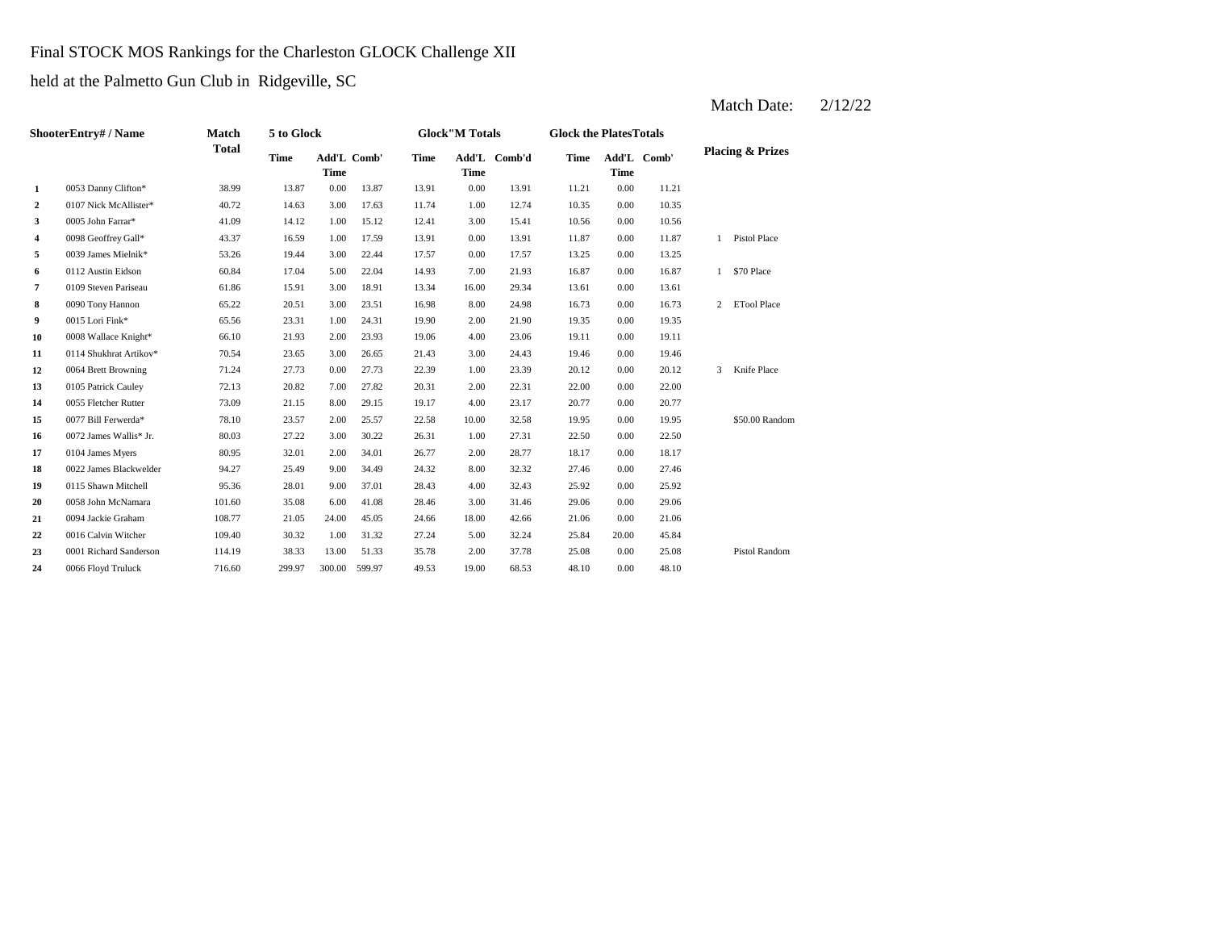Final STOCK MOS Rankings for the Charleston GLOCK Challenge XII

held at the Palmetto Gun Club in Ridgeville, SC

Match Date: 2/12/22

| | ShooterEntry# / Name | Match Total | 5 to Glock | | | Glock"M Totals | | | Glock the PlatesTotals | | | Placing & Prizes | |
|---|---|---|---|---|---|---|---|---|---|---|---|---|---|
| | | | Time | Add'L Time | Comb' | Time | Add'L Time | Comb'd | Time | Add'L Time | Comb' | | |
| 1 | 0053 Danny Clifton* | 38.99 | 13.87 | 0.00 | 13.87 | 13.91 | 0.00 | 13.91 | 11.21 | 0.00 | 11.21 | | |
| 2 | 0107 Nick McAllister* | 40.72 | 14.63 | 3.00 | 17.63 | 11.74 | 1.00 | 12.74 | 10.35 | 0.00 | 10.35 | | |
| 3 | 0005 John Farrar* | 41.09 | 14.12 | 1.00 | 15.12 | 12.41 | 3.00 | 15.41 | 10.56 | 0.00 | 10.56 | | |
| 4 | 0098 Geoffrey Gall* | 43.37 | 16.59 | 1.00 | 17.59 | 13.91 | 0.00 | 13.91 | 11.87 | 0.00 | 11.87 | 1 | Pistol Place |
| 5 | 0039 James Mielnik* | 53.26 | 19.44 | 3.00 | 22.44 | 17.57 | 0.00 | 17.57 | 13.25 | 0.00 | 13.25 | | |
| 6 | 0112 Austin Eidson | 60.84 | 17.04 | 5.00 | 22.04 | 14.93 | 7.00 | 21.93 | 16.87 | 0.00 | 16.87 | 1 | $70 Place |
| 7 | 0109 Steven Pariseau | 61.86 | 15.91 | 3.00 | 18.91 | 13.34 | 16.00 | 29.34 | 13.61 | 0.00 | 13.61 | | |
| 8 | 0090 Tony Hannon | 65.22 | 20.51 | 3.00 | 23.51 | 16.98 | 8.00 | 24.98 | 16.73 | 0.00 | 16.73 | 2 | ETool Place |
| 9 | 0015 Lori Fink* | 65.56 | 23.31 | 1.00 | 24.31 | 19.90 | 2.00 | 21.90 | 19.35 | 0.00 | 19.35 | | |
| 10 | 0008 Wallace Knight* | 66.10 | 21.93 | 2.00 | 23.93 | 19.06 | 4.00 | 23.06 | 19.11 | 0.00 | 19.11 | | |
| 11 | 0114 Shukhrat Artikov* | 70.54 | 23.65 | 3.00 | 26.65 | 21.43 | 3.00 | 24.43 | 19.46 | 0.00 | 19.46 | | |
| 12 | 0064 Brett Browning | 71.24 | 27.73 | 0.00 | 27.73 | 22.39 | 1.00 | 23.39 | 20.12 | 0.00 | 20.12 | 3 | Knife Place |
| 13 | 0105 Patrick Cauley | 72.13 | 20.82 | 7.00 | 27.82 | 20.31 | 2.00 | 22.31 | 22.00 | 0.00 | 22.00 | | |
| 14 | 0055 Fletcher Rutter | 73.09 | 21.15 | 8.00 | 29.15 | 19.17 | 4.00 | 23.17 | 20.77 | 0.00 | 20.77 | | |
| 15 | 0077 Bill Ferwerda* | 78.10 | 23.57 | 2.00 | 25.57 | 22.58 | 10.00 | 32.58 | 19.95 | 0.00 | 19.95 | | $50.00 Random |
| 16 | 0072 James Wallis* Jr. | 80.03 | 27.22 | 3.00 | 30.22 | 26.31 | 1.00 | 27.31 | 22.50 | 0.00 | 22.50 | | |
| 17 | 0104 James Myers | 80.95 | 32.01 | 2.00 | 34.01 | 26.77 | 2.00 | 28.77 | 18.17 | 0.00 | 18.17 | | |
| 18 | 0022 James Blackwelder | 94.27 | 25.49 | 9.00 | 34.49 | 24.32 | 8.00 | 32.32 | 27.46 | 0.00 | 27.46 | | |
| 19 | 0115 Shawn Mitchell | 95.36 | 28.01 | 9.00 | 37.01 | 28.43 | 4.00 | 32.43 | 25.92 | 0.00 | 25.92 | | |
| 20 | 0058 John McNamara | 101.60 | 35.08 | 6.00 | 41.08 | 28.46 | 3.00 | 31.46 | 29.06 | 0.00 | 29.06 | | |
| 21 | 0094 Jackie Graham | 108.77 | 21.05 | 24.00 | 45.05 | 24.66 | 18.00 | 42.66 | 21.06 | 0.00 | 21.06 | | |
| 22 | 0016 Calvin Witcher | 109.40 | 30.32 | 1.00 | 31.32 | 27.24 | 5.00 | 32.24 | 25.84 | 20.00 | 45.84 | | |
| 23 | 0001 Richard Sanderson | 114.19 | 38.33 | 13.00 | 51.33 | 35.78 | 2.00 | 37.78 | 25.08 | 0.00 | 25.08 | | Pistol Random |
| 24 | 0066 Floyd Truluck | 716.60 | 299.97 | 300.00 | 599.97 | 49.53 | 19.00 | 68.53 | 48.10 | 0.00 | 48.10 | | |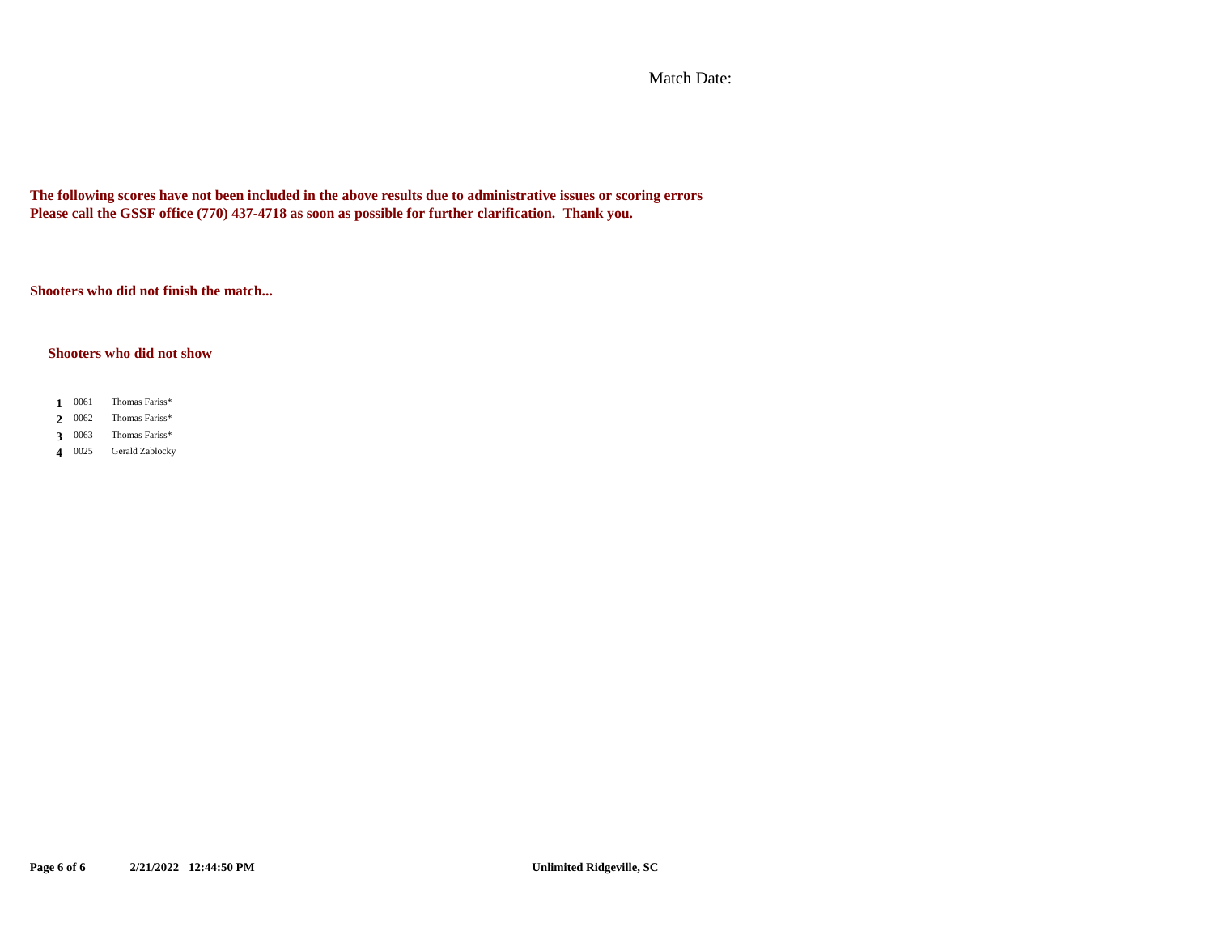Match Date:

**The following scores have not been included in the above results due to administrative issues or scoring errors**
**Please call the GSSF office (770) 437-4718 as soon as possible for further clarification. Thank you.**

**Shooters who did not finish the match...**

**Shooters who did not show**

| | | |
|---|---|---|
| **1** | 0061 | Thomas Fariss* |
| **2** | 0062 | Thomas Fariss* |
| **3** | 0063 | Thomas Fariss* |
| **4** | 0025 | Gerald Zablocky |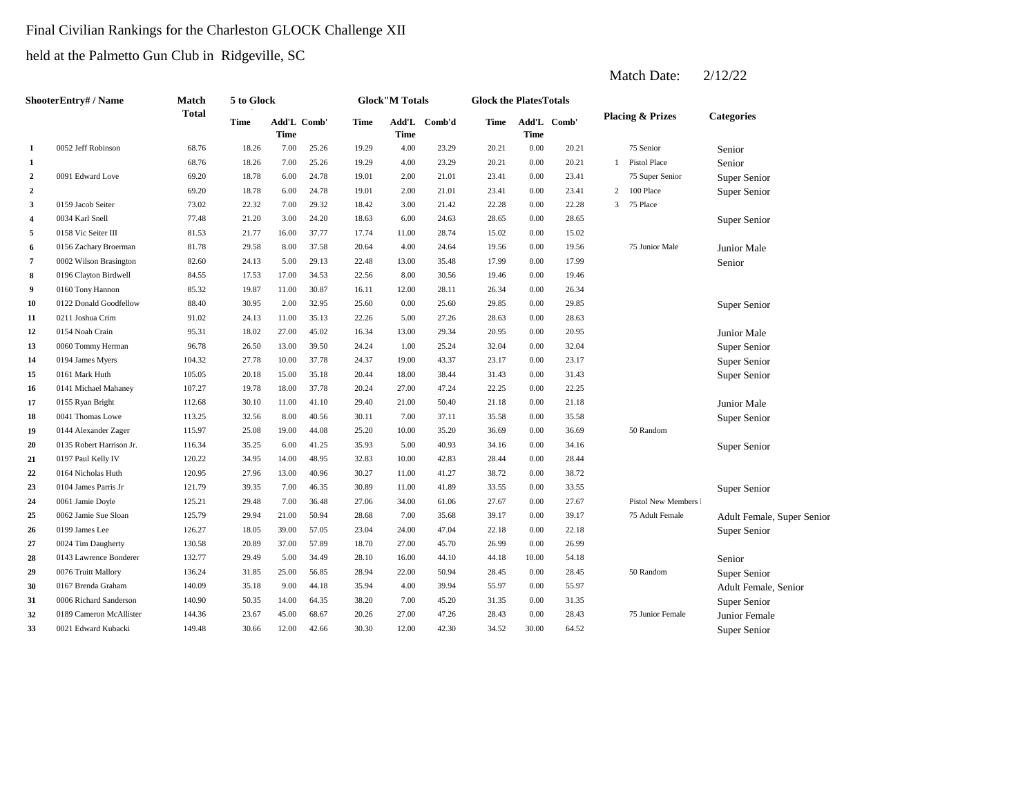Final Civilian Rankings for the Charleston GLOCK Challenge XII

held at the Palmetto Gun Club in Ridgeville, SC

Match Date: 2/12/22

| Shooter | Entry# / Name | Match Total | 5 to Glock | | | Glock"M Totals | | | Glock the Plates Totals | | | Placing & Prizes | | Categories |
|---|---|---|---|---|---|---|---|---|---|---|---|---|---|---|
| | | | Time | Add'L Time | Comb' | Time | Add'L Time | Comb'd | Time | Add'L Time | Comb' | | | |
| 1 | 0052 Jeff Robinson | 68.76 | 18.26 | 7.00 | 25.26 | 19.29 | 4.00 | 23.29 | 20.21 | 0.00 | 20.21 | | 75 Senior | Senior |
| 1 | | 68.76 | 18.26 | 7.00 | 25.26 | 19.29 | 4.00 | 23.29 | 20.21 | 0.00 | 20.21 | 1 | Pistol Place | Senior |
| 2 | 0091 Edward Love | 69.20 | 18.78 | 6.00 | 24.78 | 19.01 | 2.00 | 21.01 | 23.41 | 0.00 | 23.41 | | 75 Super Senior | Super Senior |
| 2 | | 69.20 | 18.78 | 6.00 | 24.78 | 19.01 | 2.00 | 21.01 | 23.41 | 0.00 | 23.41 | 2 | 100 Place | Super Senior |
| 3 | 0159 Jacob Seiter | 73.02 | 22.32 | 7.00 | 29.32 | 18.42 | 3.00 | 21.42 | 22.28 | 0.00 | 22.28 | 3 | 75 Place | |
| 4 | 0034 Karl Snell | 77.48 | 21.20 | 3.00 | 24.20 | 18.63 | 6.00 | 24.63 | 28.65 | 0.00 | 28.65 | | | Super Senior |
| 5 | 0158 Vic Seiter III | 81.53 | 21.77 | 16.00 | 37.77 | 17.74 | 11.00 | 28.74 | 15.02 | 0.00 | 15.02 | | | |
| 6 | 0156 Zachary Broerman | 81.78 | 29.58 | 8.00 | 37.58 | 20.64 | 4.00 | 24.64 | 19.56 | 0.00 | 19.56 | | 75 Junior Male | Junior Male |
| 7 | 0002 Wilson Brasington | 82.60 | 24.13 | 5.00 | 29.13 | 22.48 | 13.00 | 35.48 | 17.99 | 0.00 | 17.99 | | | Senior |
| 8 | 0196 Clayton Birdwell | 84.55 | 17.53 | 17.00 | 34.53 | 22.56 | 8.00 | 30.56 | 19.46 | 0.00 | 19.46 | | | |
| 9 | 0160 Tony Hannon | 85.32 | 19.87 | 11.00 | 30.87 | 16.11 | 12.00 | 28.11 | 26.34 | 0.00 | 26.34 | | | |
| 10 | 0122 Donald Goodfellow | 88.40 | 30.95 | 2.00 | 32.95 | 25.60 | 0.00 | 25.60 | 29.85 | 0.00 | 29.85 | | | Super Senior |
| 11 | 0211 Joshua Crim | 91.02 | 24.13 | 11.00 | 35.13 | 22.26 | 5.00 | 27.26 | 28.63 | 0.00 | 28.63 | | | |
| 12 | 0154 Noah Crain | 95.31 | 18.02 | 27.00 | 45.02 | 16.34 | 13.00 | 29.34 | 20.95 | 0.00 | 20.95 | | | Junior Male |
| 13 | 0060 Tommy Herman | 96.78 | 26.50 | 13.00 | 39.50 | 24.24 | 1.00 | 25.24 | 32.04 | 0.00 | 32.04 | | | Super Senior |
| 14 | 0194 James Myers | 104.32 | 27.78 | 10.00 | 37.78 | 24.37 | 19.00 | 43.37 | 23.17 | 0.00 | 23.17 | | | Super Senior |
| 15 | 0161 Mark Huth | 105.05 | 20.18 | 15.00 | 35.18 | 20.44 | 18.00 | 38.44 | 31.43 | 0.00 | 31.43 | | | Super Senior |
| 16 | 0141 Michael Mahaney | 107.27 | 19.78 | 18.00 | 37.78 | 20.24 | 27.00 | 47.24 | 22.25 | 0.00 | 22.25 | | | |
| 17 | 0155 Ryan Bright | 112.68 | 30.10 | 11.00 | 41.10 | 29.40 | 21.00 | 50.40 | 21.18 | 0.00 | 21.18 | | | Junior Male |
| 18 | 0041 Thomas Lowe | 113.25 | 32.56 | 8.00 | 40.56 | 30.11 | 7.00 | 37.11 | 35.58 | 0.00 | 35.58 | | | Super Senior |
| 19 | 0144 Alexander Zager | 115.97 | 25.08 | 19.00 | 44.08 | 25.20 | 10.00 | 35.20 | 36.69 | 0.00 | 36.69 | | 50 Random | |
| 20 | 0135 Robert Harrison Jr. | 116.34 | 35.25 | 6.00 | 41.25 | 35.93 | 5.00 | 40.93 | 34.16 | 0.00 | 34.16 | | | Super Senior |
| 21 | 0197 Paul Kelly IV | 120.22 | 34.95 | 14.00 | 48.95 | 32.83 | 10.00 | 42.83 | 28.44 | 0.00 | 28.44 | | | |
| 22 | 0164 Nicholas Huth | 120.95 | 27.96 | 13.00 | 40.96 | 30.27 | 11.00 | 41.27 | 38.72 | 0.00 | 38.72 | | | |
| 23 | 0104 James Parris Jr | 121.79 | 39.35 | 7.00 | 46.35 | 30.89 | 11.00 | 41.89 | 33.55 | 0.00 | 33.55 | | | Super Senior |
| 24 | 0061 Jamie Doyle | 125.21 | 29.48 | 7.00 | 36.48 | 27.06 | 34.00 | 61.06 | 27.67 | 0.00 | 27.67 | | Pistol New Members l | |
| 25 | 0062 Jamie Sue Sloan | 125.79 | 29.94 | 21.00 | 50.94 | 28.68 | 7.00 | 35.68 | 39.17 | 0.00 | 39.17 | | 75 Adult Female | Adult Female, Super Senior |
| 26 | 0199 James Lee | 126.27 | 18.05 | 39.00 | 57.05 | 23.04 | 24.00 | 47.04 | 22.18 | 0.00 | 22.18 | | | Super Senior |
| 27 | 0024 Tim Daugherty | 130.58 | 20.89 | 37.00 | 57.89 | 18.70 | 27.00 | 45.70 | 26.99 | 0.00 | 26.99 | | | |
| 28 | 0143 Lawrence Bonderer | 132.77 | 29.49 | 5.00 | 34.49 | 28.10 | 16.00 | 44.10 | 44.18 | 10.00 | 54.18 | | | Senior |
| 29 | 0076 Truitt Mallory | 136.24 | 31.85 | 25.00 | 56.85 | 28.94 | 22.00 | 50.94 | 28.45 | 0.00 | 28.45 | | 50 Random | Super Senior |
| 30 | 0167 Brenda Graham | 140.09 | 35.18 | 9.00 | 44.18 | 35.94 | 4.00 | 39.94 | 55.97 | 0.00 | 55.97 | | | Adult Female, Senior |
| 31 | 0006 Richard Sanderson | 140.90 | 50.35 | 14.00 | 64.35 | 38.20 | 7.00 | 45.20 | 31.35 | 0.00 | 31.35 | | | Super Senior |
| 32 | 0189 Cameron McAllister | 144.36 | 23.67 | 45.00 | 68.67 | 20.26 | 27.00 | 47.26 | 28.43 | 0.00 | 28.43 | | 75 Junior Female | Junior Female |
| 33 | 0021 Edward Kubacki | 149.48 | 30.66 | 12.00 | 42.66 | 30.30 | 12.00 | 42.30 | 34.52 | 30.00 | 64.52 | | | Super Senior |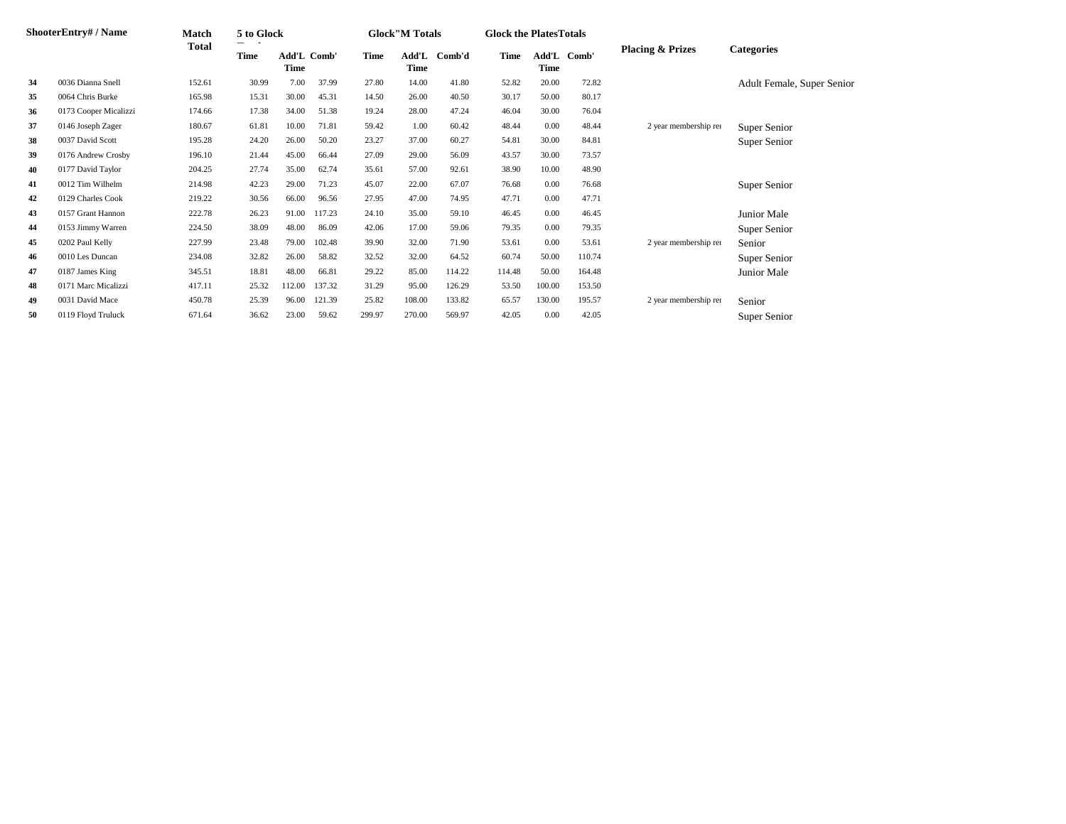| Shooter | Entry# / Name | Match Total | 5 to Glock Time | Add'L Time | Comb' | Glock"M Totals Time | Add'L Time | Comb'd | Glock the Plates Totals Time | Add'L Time | Comb' | Placing & Prizes | Categories |
|---|---|---|---|---|---|---|---|---|---|---|---|---|---|
| 34 | 0036 Dianna Snell | 152.61 | 30.99 | 7.00 | 37.99 | 27.80 | 14.00 | 41.80 | 52.82 | 20.00 | 72.82 | | Adult Female, Super Senior |
| 35 | 0064 Chris Burke | 165.98 | 15.31 | 30.00 | 45.31 | 14.50 | 26.00 | 40.50 | 30.17 | 50.00 | 80.17 | | |
| 36 | 0173 Cooper Micalizzi | 174.66 | 17.38 | 34.00 | 51.38 | 19.24 | 28.00 | 47.24 | 46.04 | 30.00 | 76.04 | | |
| 37 | 0146 Joseph Zager | 180.67 | 61.81 | 10.00 | 71.81 | 59.42 | 1.00 | 60.42 | 48.44 | 0.00 | 48.44 | 2 year membership re | Super Senior |
| 38 | 0037 David Scott | 195.28 | 24.20 | 26.00 | 50.20 | 23.27 | 37.00 | 60.27 | 54.81 | 30.00 | 84.81 | | Super Senior |
| 39 | 0176 Andrew Crosby | 196.10 | 21.44 | 45.00 | 66.44 | 27.09 | 29.00 | 56.09 | 43.57 | 30.00 | 73.57 | | |
| 40 | 0177 David Taylor | 204.25 | 27.74 | 35.00 | 62.74 | 35.61 | 57.00 | 92.61 | 38.90 | 10.00 | 48.90 | | |
| 41 | 0012 Tim Wilhelm | 214.98 | 42.23 | 29.00 | 71.23 | 45.07 | 22.00 | 67.07 | 76.68 | 0.00 | 76.68 | | Super Senior |
| 42 | 0129 Charles Cook | 219.22 | 30.56 | 66.00 | 96.56 | 27.95 | 47.00 | 74.95 | 47.71 | 0.00 | 47.71 | | |
| 43 | 0157 Grant Hannon | 222.78 | 26.23 | 91.00 | 117.23 | 24.10 | 35.00 | 59.10 | 46.45 | 0.00 | 46.45 | | Junior Male |
| 44 | 0153 Jimmy Warren | 224.50 | 38.09 | 48.00 | 86.09 | 42.06 | 17.00 | 59.06 | 79.35 | 0.00 | 79.35 | | Super Senior |
| 45 | 0202 Paul Kelly | 227.99 | 23.48 | 79.00 | 102.48 | 39.90 | 32.00 | 71.90 | 53.61 | 0.00 | 53.61 | 2 year membership re | Senior |
| 46 | 0010 Les Duncan | 234.08 | 32.82 | 26.00 | 58.82 | 32.52 | 32.00 | 64.52 | 60.74 | 50.00 | 110.74 | | Super Senior |
| 47 | 0187 James King | 345.51 | 18.81 | 48.00 | 66.81 | 29.22 | 85.00 | 114.22 | 114.48 | 50.00 | 164.48 | | Junior Male |
| 48 | 0171 Marc Micalizzi | 417.11 | 25.32 | 112.00 | 137.32 | 31.29 | 95.00 | 126.29 | 53.50 | 100.00 | 153.50 | | |
| 49 | 0031 David Mace | 450.78 | 25.39 | 96.00 | 121.39 | 25.82 | 108.00 | 133.82 | 65.57 | 130.00 | 195.57 | 2 year membership re | Senior |
| 50 | 0119 Floyd Truluck | 671.64 | 36.62 | 23.00 | 59.62 | 299.97 | 270.00 | 569.97 | 42.05 | 0.00 | 42.05 | | Super Senior |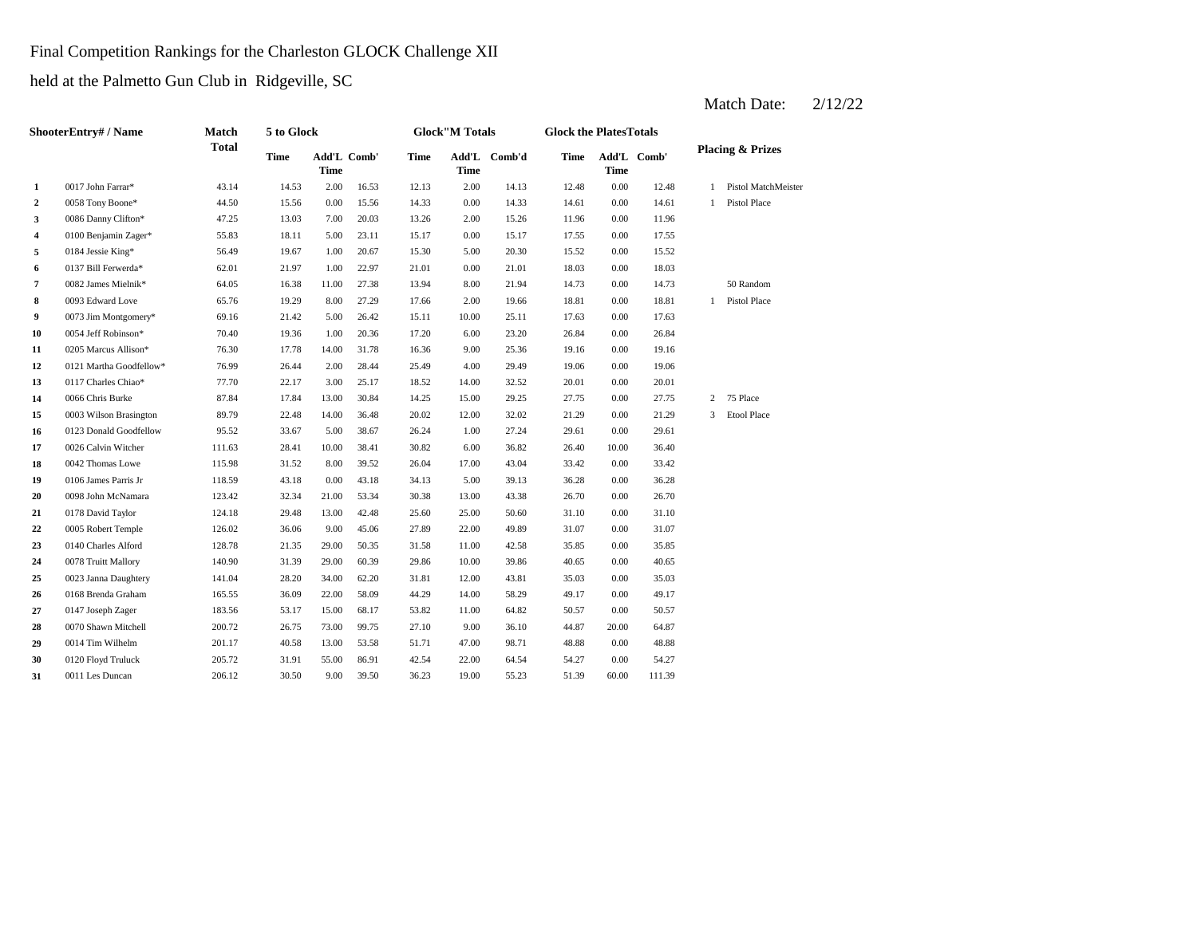Final Competition Rankings for the Charleston GLOCK Challenge XII

held at the Palmetto Gun Club in Ridgeville, SC

Match Date: 2/12/22

| | ShooterEntry# / Name | Match Total | 5 to Glock | | | Glock"M Totals | | | Glock the PlatesTotals | | | Placing & Prizes | |
|---|---|---|---|---|---|---|---|---|---|---|---|---|---|
| | | | Time | Add'L Time | Comb' | Time | Add'L Time | Comb'd | Time | Add'L Time | Comb' | | |
| 1 | 0017 John Farrar* | 43.14 | 14.53 | 2.00 | 16.53 | 12.13 | 2.00 | 14.13 | 12.48 | 0.00 | 12.48 | 1 | Pistol MatchMeister |
| 2 | 0058 Tony Boone* | 44.50 | 15.56 | 0.00 | 15.56 | 14.33 | 0.00 | 14.33 | 14.61 | 0.00 | 14.61 | 1 | Pistol Place |
| 3 | 0086 Danny Clifton* | 47.25 | 13.03 | 7.00 | 20.03 | 13.26 | 2.00 | 15.26 | 11.96 | 0.00 | 11.96 | | |
| 4 | 0100 Benjamin Zager* | 55.83 | 18.11 | 5.00 | 23.11 | 15.17 | 0.00 | 15.17 | 17.55 | 0.00 | 17.55 | | |
| 5 | 0184 Jessie King* | 56.49 | 19.67 | 1.00 | 20.67 | 15.30 | 5.00 | 20.30 | 15.52 | 0.00 | 15.52 | | |
| 6 | 0137 Bill Ferwerda* | 62.01 | 21.97 | 1.00 | 22.97 | 21.01 | 0.00 | 21.01 | 18.03 | 0.00 | 18.03 | | |
| 7 | 0082 James Mielnik* | 64.05 | 16.38 | 11.00 | 27.38 | 13.94 | 8.00 | 21.94 | 14.73 | 0.00 | 14.73 | | 50 Random |
| 8 | 0093 Edward Love | 65.76 | 19.29 | 8.00 | 27.29 | 17.66 | 2.00 | 19.66 | 18.81 | 0.00 | 18.81 | 1 | Pistol Place |
| 9 | 0073 Jim Montgomery* | 69.16 | 21.42 | 5.00 | 26.42 | 15.11 | 10.00 | 25.11 | 17.63 | 0.00 | 17.63 | | |
| 10 | 0054 Jeff Robinson* | 70.40 | 19.36 | 1.00 | 20.36 | 17.20 | 6.00 | 23.20 | 26.84 | 0.00 | 26.84 | | |
| 11 | 0205 Marcus Allison* | 76.30 | 17.78 | 14.00 | 31.78 | 16.36 | 9.00 | 25.36 | 19.16 | 0.00 | 19.16 | | |
| 12 | 0121 Martha Goodfellow* | 76.99 | 26.44 | 2.00 | 28.44 | 25.49 | 4.00 | 29.49 | 19.06 | 0.00 | 19.06 | | |
| 13 | 0117 Charles Chiao* | 77.70 | 22.17 | 3.00 | 25.17 | 18.52 | 14.00 | 32.52 | 20.01 | 0.00 | 20.01 | | |
| 14 | 0066 Chris Burke | 87.84 | 17.84 | 13.00 | 30.84 | 14.25 | 15.00 | 29.25 | 27.75 | 0.00 | 27.75 | 2 | 75 Place |
| 15 | 0003 Wilson Brasington | 89.79 | 22.48 | 14.00 | 36.48 | 20.02 | 12.00 | 32.02 | 21.29 | 0.00 | 21.29 | 3 | Etool Place |
| 16 | 0123 Donald Goodfellow | 95.52 | 33.67 | 5.00 | 38.67 | 26.24 | 1.00 | 27.24 | 29.61 | 0.00 | 29.61 | | |
| 17 | 0026 Calvin Witcher | 111.63 | 28.41 | 10.00 | 38.41 | 30.82 | 6.00 | 36.82 | 26.40 | 10.00 | 36.40 | | |
| 18 | 0042 Thomas Lowe | 115.98 | 31.52 | 8.00 | 39.52 | 26.04 | 17.00 | 43.04 | 33.42 | 0.00 | 33.42 | | |
| 19 | 0106 James Parris Jr | 118.59 | 43.18 | 0.00 | 43.18 | 34.13 | 5.00 | 39.13 | 36.28 | 0.00 | 36.28 | | |
| 20 | 0098 John McNamara | 123.42 | 32.34 | 21.00 | 53.34 | 30.38 | 13.00 | 43.38 | 26.70 | 0.00 | 26.70 | | |
| 21 | 0178 David Taylor | 124.18 | 29.48 | 13.00 | 42.48 | 25.60 | 25.00 | 50.60 | 31.10 | 0.00 | 31.10 | | |
| 22 | 0005 Robert Temple | 126.02 | 36.06 | 9.00 | 45.06 | 27.89 | 22.00 | 49.89 | 31.07 | 0.00 | 31.07 | | |
| 23 | 0140 Charles Alford | 128.78 | 21.35 | 29.00 | 50.35 | 31.58 | 11.00 | 42.58 | 35.85 | 0.00 | 35.85 | | |
| 24 | 0078 Truitt Mallory | 140.90 | 31.39 | 29.00 | 60.39 | 29.86 | 10.00 | 39.86 | 40.65 | 0.00 | 40.65 | | |
| 25 | 0023 Janna Daughtery | 141.04 | 28.20 | 34.00 | 62.20 | 31.81 | 12.00 | 43.81 | 35.03 | 0.00 | 35.03 | | |
| 26 | 0168 Brenda Graham | 165.55 | 36.09 | 22.00 | 58.09 | 44.29 | 14.00 | 58.29 | 49.17 | 0.00 | 49.17 | | |
| 27 | 0147 Joseph Zager | 183.56 | 53.17 | 15.00 | 68.17 | 53.82 | 11.00 | 64.82 | 50.57 | 0.00 | 50.57 | | |
| 28 | 0070 Shawn Mitchell | 200.72 | 26.75 | 73.00 | 99.75 | 27.10 | 9.00 | 36.10 | 44.87 | 20.00 | 64.87 | | |
| 29 | 0014 Tim Wilhelm | 201.17 | 40.58 | 13.00 | 53.58 | 51.71 | 47.00 | 98.71 | 48.88 | 0.00 | 48.88 | | |
| 30 | 0120 Floyd Truluck | 205.72 | 31.91 | 55.00 | 86.91 | 42.54 | 22.00 | 64.54 | 54.27 | 0.00 | 54.27 | | |
| 31 | 0011 Les Duncan | 206.12 | 30.50 | 9.00 | 39.50 | 36.23 | 19.00 | 55.23 | 51.39 | 60.00 | 111.39 | | |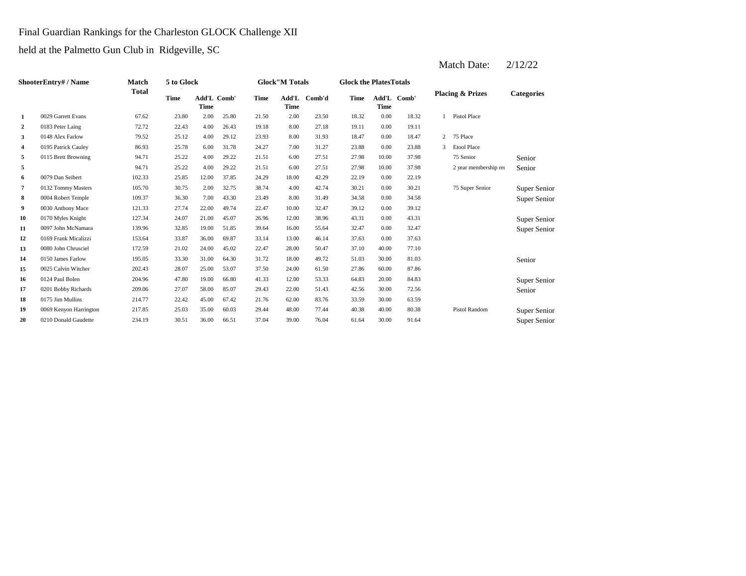Final Guardian Rankings for the Charleston GLOCK Challenge XII

held at the Palmetto Gun Club in Ridgeville, SC

Match Date: 2/12/22

| Shooter | Entry# / Name | Match Total | 5 to Glock Time | 5 to Glock Add'L Time | 5 to Glock Comb' | Glock"M Totals Time | Glock"M Totals Add'L Time | Glock"M Totals Comb'd | Glock the Plates Totals Time | Glock the Plates Totals Add'L Time | Glock the Plates Totals Comb' | Placing & Prizes | | Categories |
|---|---|---|---|---|---|---|---|---|---|---|---|---|---|---|
| 1 | 0029 Garrett Evans | 67.62 | 23.80 | 2.00 | 25.80 | 21.50 | 2.00 | 23.50 | 18.32 | 0.00 | 18.32 | 1 | Pistol Place | |
| 2 | 0183 Peter Laing | 72.72 | 22.43 | 4.00 | 26.43 | 19.18 | 8.00 | 27.18 | 19.11 | 0.00 | 19.11 | | | |
| 3 | 0148 Alex Farlow | 79.52 | 25.12 | 4.00 | 29.12 | 23.93 | 8.00 | 31.93 | 18.47 | 0.00 | 18.47 | 2 | 75 Place | |
| 4 | 0195 Patrick Cauley | 86.93 | 25.78 | 6.00 | 31.78 | 24.27 | 7.00 | 31.27 | 23.88 | 0.00 | 23.88 | 3 | Etool Place | |
| 5 | 0115 Brett Browning | 94.71 | 25.22 | 4.00 | 29.22 | 21.51 | 6.00 | 27.51 | 27.98 | 10.00 | 37.98 | | 75 Senior | Senior |
| 5 | | 94.71 | 25.22 | 4.00 | 29.22 | 21.51 | 6.00 | 27.51 | 27.98 | 10.00 | 37.98 | | 2 year membership re | Senior |
| 6 | 0079 Dan Seibert | 102.33 | 25.85 | 12.00 | 37.85 | 24.29 | 18.00 | 42.29 | 22.19 | 0.00 | 22.19 | | | |
| 7 | 0132 Tommy Masters | 105.70 | 30.75 | 2.00 | 32.75 | 38.74 | 4.00 | 42.74 | 30.21 | 0.00 | 30.21 | | 75 Super Senior | Super Senior |
| 8 | 0004 Robert Temple | 109.37 | 36.30 | 7.00 | 43.30 | 23.49 | 8.00 | 31.49 | 34.58 | 0.00 | 34.58 | | | Super Senior |
| 9 | 0030 Anthony Mace | 121.33 | 27.74 | 22.00 | 49.74 | 22.47 | 10.00 | 32.47 | 39.12 | 0.00 | 39.12 | | | |
| 10 | 0170 Myles Knight | 127.34 | 24.07 | 21.00 | 45.07 | 26.96 | 12.00 | 38.96 | 43.31 | 0.00 | 43.31 | | | Super Senior |
| 11 | 0097 John McNamara | 139.96 | 32.85 | 19.00 | 51.85 | 39.64 | 16.00 | 55.64 | 32.47 | 0.00 | 32.47 | | | Super Senior |
| 12 | 0169 Frank Micalizzi | 153.64 | 33.87 | 36.00 | 69.87 | 33.14 | 13.00 | 46.14 | 37.63 | 0.00 | 37.63 | | | |
| 13 | 0080 John Chrusciel | 172.59 | 21.02 | 24.00 | 45.02 | 22.47 | 28.00 | 50.47 | 37.10 | 40.00 | 77.10 | | | |
| 14 | 0150 James Farlow | 195.05 | 33.30 | 31.00 | 64.30 | 31.72 | 18.00 | 49.72 | 51.03 | 30.00 | 81.03 | | | Senior |
| 15 | 0025 Calvin Witcher | 202.43 | 28.07 | 25.00 | 53.07 | 37.50 | 24.00 | 61.50 | 27.86 | 60.00 | 87.86 | | | |
| 16 | 0124 Paul Bolen | 204.96 | 47.80 | 19.00 | 66.80 | 41.33 | 12.00 | 53.33 | 64.83 | 20.00 | 84.83 | | | Super Senior |
| 17 | 0201 Bobby Richards | 209.06 | 27.07 | 58.00 | 85.07 | 29.43 | 22.00 | 51.43 | 42.56 | 30.00 | 72.56 | | | Senior |
| 18 | 0175 Jim Mullins | 214.77 | 22.42 | 45.00 | 67.42 | 21.76 | 62.00 | 83.76 | 33.59 | 30.00 | 63.59 | | | |
| 19 | 0069 Kenyon Harrington | 217.85 | 25.03 | 35.00 | 60.03 | 29.44 | 48.00 | 77.44 | 40.38 | 40.00 | 80.38 | | Pistol Random | Super Senior |
| 20 | 0210 Donald Gaudette | 234.19 | 30.51 | 36.00 | 66.51 | 37.04 | 39.00 | 76.04 | 61.64 | 30.00 | 91.64 | | | Super Senior |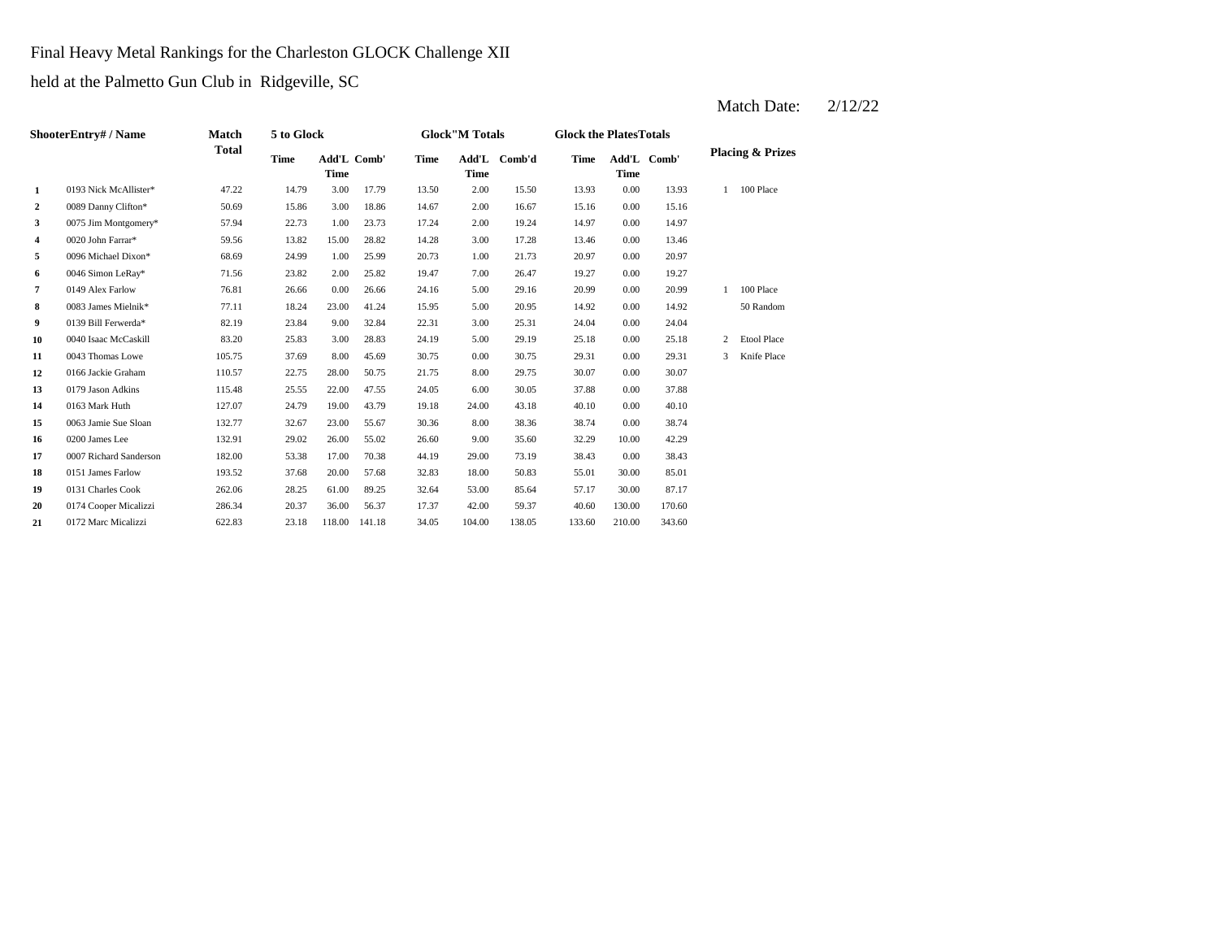Final Heavy Metal Rankings for the Charleston GLOCK Challenge XII

held at the Palmetto Gun Club in Ridgeville, SC

Match Date: 2/12/22

| | ShooterEntry# / Name | Match Total | 5 to Glock | | | Glock"M Totals | | | Glock the PlatesTotals | | | Placing & Prizes | |
|---|---|---|---|---|---|---|---|---|---|---|---|---|---|
| | | | Time | Add'L Time | Comb' | Time | Add'L Time | Comb'd | Time | Add'L Time | Comb' | | |
| 1 | 0193 Nick McAllister* | 47.22 | 14.79 | 3.00 | 17.79 | 13.50 | 2.00 | 15.50 | 13.93 | 0.00 | 13.93 | 1 | 100 Place |
| 2 | 0089 Danny Clifton* | 50.69 | 15.86 | 3.00 | 18.86 | 14.67 | 2.00 | 16.67 | 15.16 | 0.00 | 15.16 | | |
| 3 | 0075 Jim Montgomery* | 57.94 | 22.73 | 1.00 | 23.73 | 17.24 | 2.00 | 19.24 | 14.97 | 0.00 | 14.97 | | |
| 4 | 0020 John Farrar* | 59.56 | 13.82 | 15.00 | 28.82 | 14.28 | 3.00 | 17.28 | 13.46 | 0.00 | 13.46 | | |
| 5 | 0096 Michael Dixon* | 68.69 | 24.99 | 1.00 | 25.99 | 20.73 | 1.00 | 21.73 | 20.97 | 0.00 | 20.97 | | |
| 6 | 0046 Simon LeRay* | 71.56 | 23.82 | 2.00 | 25.82 | 19.47 | 7.00 | 26.47 | 19.27 | 0.00 | 19.27 | | |
| 7 | 0149 Alex Farlow | 76.81 | 26.66 | 0.00 | 26.66 | 24.16 | 5.00 | 29.16 | 20.99 | 0.00 | 20.99 | 1 | 100 Place |
| 8 | 0083 James Mielnik* | 77.11 | 18.24 | 23.00 | 41.24 | 15.95 | 5.00 | 20.95 | 14.92 | 0.00 | 14.92 | | 50 Random |
| 9 | 0139 Bill Ferwerda* | 82.19 | 23.84 | 9.00 | 32.84 | 22.31 | 3.00 | 25.31 | 24.04 | 0.00 | 24.04 | | |
| 10 | 0040 Isaac McCaskill | 83.20 | 25.83 | 3.00 | 28.83 | 24.19 | 5.00 | 29.19 | 25.18 | 0.00 | 25.18 | 2 | Etool Place |
| 11 | 0043 Thomas Lowe | 105.75 | 37.69 | 8.00 | 45.69 | 30.75 | 0.00 | 30.75 | 29.31 | 0.00 | 29.31 | 3 | Knife Place |
| 12 | 0166 Jackie Graham | 110.57 | 22.75 | 28.00 | 50.75 | 21.75 | 8.00 | 29.75 | 30.07 | 0.00 | 30.07 | | |
| 13 | 0179 Jason Adkins | 115.48 | 25.55 | 22.00 | 47.55 | 24.05 | 6.00 | 30.05 | 37.88 | 0.00 | 37.88 | | |
| 14 | 0163 Mark Huth | 127.07 | 24.79 | 19.00 | 43.79 | 19.18 | 24.00 | 43.18 | 40.10 | 0.00 | 40.10 | | |
| 15 | 0063 Jamie Sue Sloan | 132.77 | 32.67 | 23.00 | 55.67 | 30.36 | 8.00 | 38.36 | 38.74 | 0.00 | 38.74 | | |
| 16 | 0200 James Lee | 132.91 | 29.02 | 26.00 | 55.02 | 26.60 | 9.00 | 35.60 | 32.29 | 10.00 | 42.29 | | |
| 17 | 0007 Richard Sanderson | 182.00 | 53.38 | 17.00 | 70.38 | 44.19 | 29.00 | 73.19 | 38.43 | 0.00 | 38.43 | | |
| 18 | 0151 James Farlow | 193.52 | 37.68 | 20.00 | 57.68 | 32.83 | 18.00 | 50.83 | 55.01 | 30.00 | 85.01 | | |
| 19 | 0131 Charles Cook | 262.06 | 28.25 | 61.00 | 89.25 | 32.64 | 53.00 | 85.64 | 57.17 | 30.00 | 87.17 | | |
| 20 | 0174 Cooper Micalizzi | 286.34 | 20.37 | 36.00 | 56.37 | 17.37 | 42.00 | 59.37 | 40.60 | 130.00 | 170.60 | | |
| 21 | 0172 Marc Micalizzi | 622.83 | 23.18 | 118.00 | 141.18 | 34.05 | 104.00 | 138.05 | 133.60 | 210.00 | 343.60 | | |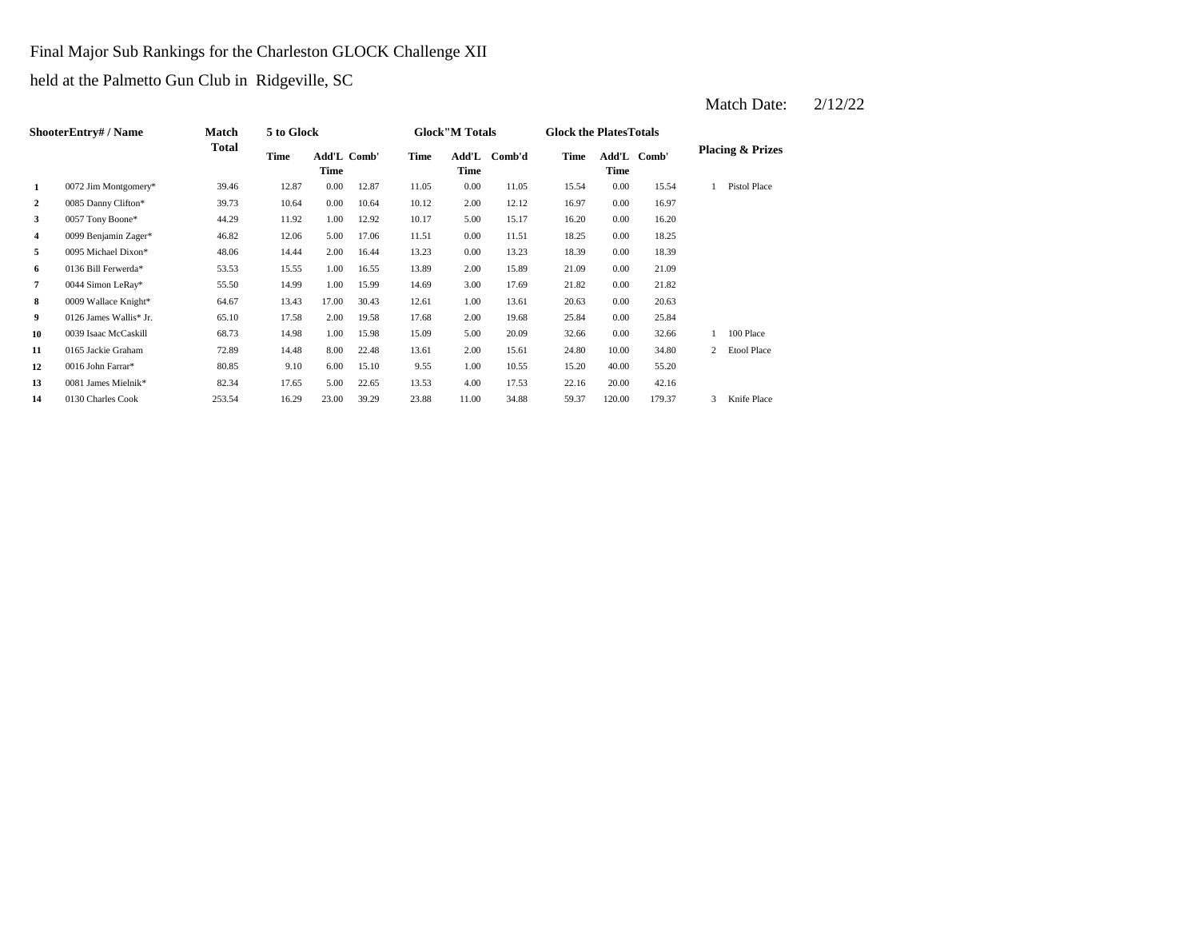Final Major Sub Rankings for the Charleston GLOCK Challenge XII

held at the Palmetto Gun Club in Ridgeville, SC

Match Date: 2/12/22

| Shooter | Entry# / Name | Match Total | 5 to Glock | | | Glock"M Totals | | | Glock the Plates Totals | | | Placing & Prizes | |
|---|---|---|---|---|---|---|---|---|---|---|---|---|---|
| | | | Time | Add'L Time | Comb' | Time | Add'L Time | Comb'd | Time | Add'L Time | Comb' | | |
| 1 | 0072 Jim Montgomery* | 39.46 | 12.87 | 0.00 | 12.87 | 11.05 | 0.00 | 11.05 | 15.54 | 0.00 | 15.54 | 1 | Pistol Place |
| 2 | 0085 Danny Clifton* | 39.73 | 10.64 | 0.00 | 10.64 | 10.12 | 2.00 | 12.12 | 16.97 | 0.00 | 16.97 | | |
| 3 | 0057 Tony Boone* | 44.29 | 11.92 | 1.00 | 12.92 | 10.17 | 5.00 | 15.17 | 16.20 | 0.00 | 16.20 | | |
| 4 | 0099 Benjamin Zager* | 46.82 | 12.06 | 5.00 | 17.06 | 11.51 | 0.00 | 11.51 | 18.25 | 0.00 | 18.25 | | |
| 5 | 0095 Michael Dixon* | 48.06 | 14.44 | 2.00 | 16.44 | 13.23 | 0.00 | 13.23 | 18.39 | 0.00 | 18.39 | | |
| 6 | 0136 Bill Ferwerda* | 53.53 | 15.55 | 1.00 | 16.55 | 13.89 | 2.00 | 15.89 | 21.09 | 0.00 | 21.09 | | |
| 7 | 0044 Simon LeRay* | 55.50 | 14.99 | 1.00 | 15.99 | 14.69 | 3.00 | 17.69 | 21.82 | 0.00 | 21.82 | | |
| 8 | 0009 Wallace Knight* | 64.67 | 13.43 | 17.00 | 30.43 | 12.61 | 1.00 | 13.61 | 20.63 | 0.00 | 20.63 | | |
| 9 | 0126 James Wallis* Jr. | 65.10 | 17.58 | 2.00 | 19.58 | 17.68 | 2.00 | 19.68 | 25.84 | 0.00 | 25.84 | | |
| 10 | 0039 Isaac McCaskill | 68.73 | 14.98 | 1.00 | 15.98 | 15.09 | 5.00 | 20.09 | 32.66 | 0.00 | 32.66 | 1 | 100 Place |
| 11 | 0165 Jackie Graham | 72.89 | 14.48 | 8.00 | 22.48 | 13.61 | 2.00 | 15.61 | 24.80 | 10.00 | 34.80 | 2 | Etool Place |
| 12 | 0016 John Farrar* | 80.85 | 9.10 | 6.00 | 15.10 | 9.55 | 1.00 | 10.55 | 15.20 | 40.00 | 55.20 | | |
| 13 | 0081 James Mielnik* | 82.34 | 17.65 | 5.00 | 22.65 | 13.53 | 4.00 | 17.53 | 22.16 | 20.00 | 42.16 | | |
| 14 | 0130 Charles Cook | 253.54 | 16.29 | 23.00 | 39.29 | 23.88 | 11.00 | 34.88 | 59.37 | 120.00 | 179.37 | 3 | Knife Place |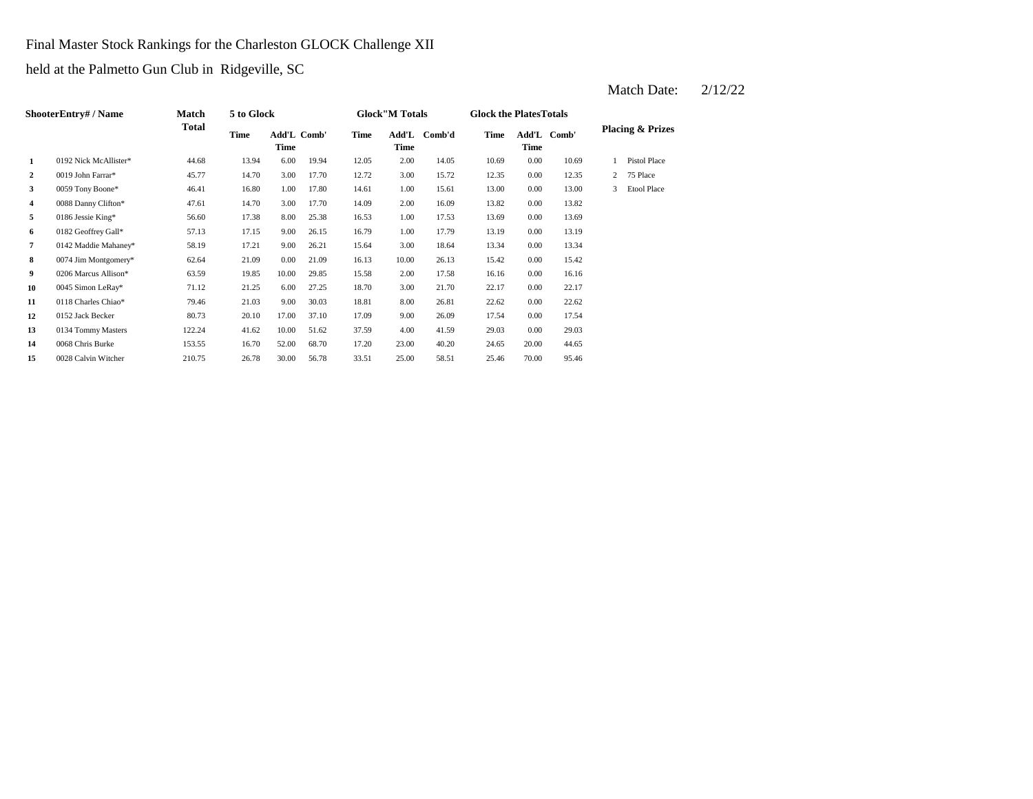Final Master Stock Rankings for the Charleston GLOCK Challenge XII

held at the Palmetto Gun Club in Ridgeville, SC

Match Date: 2/12/22

| ShooterEntry# / Name | | Match Total | 5 to Glock | | | Glock"M Totals | | | Glock the PlatesTotals | | | Placing & Prizes | |
|---|---|---|---|---|---|---|---|---|---|---|---|---|---|
| | | | Time | Add'L Time | Comb' | Time | Add'L Time | Comb'd | Time | Add'L Time | Comb' | | |
| 1 | 0192 Nick McAllister* | 44.68 | 13.94 | 6.00 | 19.94 | 12.05 | 2.00 | 14.05 | 10.69 | 0.00 | 10.69 | 1 | Pistol Place |
| 2 | 0019 John Farrar* | 45.77 | 14.70 | 3.00 | 17.70 | 12.72 | 3.00 | 15.72 | 12.35 | 0.00 | 12.35 | 2 | 75 Place |
| 3 | 0059 Tony Boone* | 46.41 | 16.80 | 1.00 | 17.80 | 14.61 | 1.00 | 15.61 | 13.00 | 0.00 | 13.00 | 3 | Etool Place |
| 4 | 0088 Danny Clifton* | 47.61 | 14.70 | 3.00 | 17.70 | 14.09 | 2.00 | 16.09 | 13.82 | 0.00 | 13.82 | | |
| 5 | 0186 Jessie King* | 56.60 | 17.38 | 8.00 | 25.38 | 16.53 | 1.00 | 17.53 | 13.69 | 0.00 | 13.69 | | |
| 6 | 0182 Geoffrey Gall* | 57.13 | 17.15 | 9.00 | 26.15 | 16.79 | 1.00 | 17.79 | 13.19 | 0.00 | 13.19 | | |
| 7 | 0142 Maddie Mahaney* | 58.19 | 17.21 | 9.00 | 26.21 | 15.64 | 3.00 | 18.64 | 13.34 | 0.00 | 13.34 | | |
| 8 | 0074 Jim Montgomery* | 62.64 | 21.09 | 0.00 | 21.09 | 16.13 | 10.00 | 26.13 | 15.42 | 0.00 | 15.42 | | |
| 9 | 0206 Marcus Allison* | 63.59 | 19.85 | 10.00 | 29.85 | 15.58 | 2.00 | 17.58 | 16.16 | 0.00 | 16.16 | | |
| 10 | 0045 Simon LeRay* | 71.12 | 21.25 | 6.00 | 27.25 | 18.70 | 3.00 | 21.70 | 22.17 | 0.00 | 22.17 | | |
| 11 | 0118 Charles Chiao* | 79.46 | 21.03 | 9.00 | 30.03 | 18.81 | 8.00 | 26.81 | 22.62 | 0.00 | 22.62 | | |
| 12 | 0152 Jack Becker | 80.73 | 20.10 | 17.00 | 37.10 | 17.09 | 9.00 | 26.09 | 17.54 | 0.00 | 17.54 | | |
| 13 | 0134 Tommy Masters | 122.24 | 41.62 | 10.00 | 51.62 | 37.59 | 4.00 | 41.59 | 29.03 | 0.00 | 29.03 | | |
| 14 | 0068 Chris Burke | 153.55 | 16.70 | 52.00 | 68.70 | 17.20 | 23.00 | 40.20 | 24.65 | 20.00 | 44.65 | | |
| 15 | 0028 Calvin Witcher | 210.75 | 26.78 | 30.00 | 56.78 | 33.51 | 25.00 | 58.51 | 25.46 | 70.00 | 95.46 | | |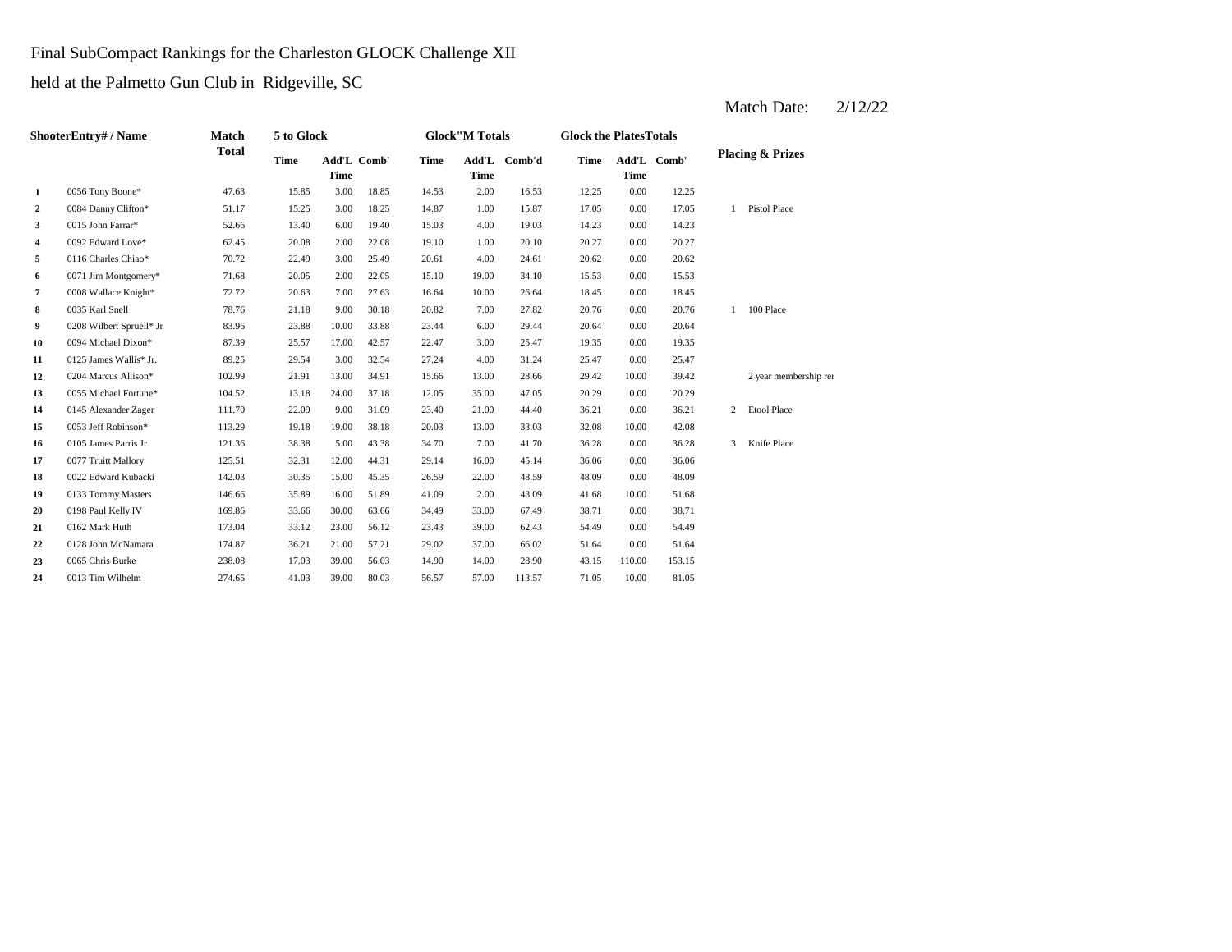Final SubCompact Rankings for the Charleston GLOCK Challenge XII

held at the Palmetto Gun Club in Ridgeville, SC

Match Date: 2/12/22

| Shooter | Entry# / Name | Match Total | 5 to Glock | | | Glock"M Totals | | | Glock the Plates Totals | | | Placing & Prizes | |
|---|---|---|---|---|---|---|---|---|---|---|---|---|---|
| | | | Time | Add'L Time | Comb' | Time | Add'L Time | Comb'd | Time | Add'L Time | Comb' | | |
| 1 | 0056 Tony Boone* | 47.63 | 15.85 | 3.00 | 18.85 | 14.53 | 2.00 | 16.53 | 12.25 | 0.00 | 12.25 | | |
| 2 | 0084 Danny Clifton* | 51.17 | 15.25 | 3.00 | 18.25 | 14.87 | 1.00 | 15.87 | 17.05 | 0.00 | 17.05 | 1 | Pistol Place |
| 3 | 0015 John Farrar* | 52.66 | 13.40 | 6.00 | 19.40 | 15.03 | 4.00 | 19.03 | 14.23 | 0.00 | 14.23 | | |
| 4 | 0092 Edward Love* | 62.45 | 20.08 | 2.00 | 22.08 | 19.10 | 1.00 | 20.10 | 20.27 | 0.00 | 20.27 | | |
| 5 | 0116 Charles Chiao* | 70.72 | 22.49 | 3.00 | 25.49 | 20.61 | 4.00 | 24.61 | 20.62 | 0.00 | 20.62 | | |
| 6 | 0071 Jim Montgomery* | 71.68 | 20.05 | 2.00 | 22.05 | 15.10 | 19.00 | 34.10 | 15.53 | 0.00 | 15.53 | | |
| 7 | 0008 Wallace Knight* | 72.72 | 20.63 | 7.00 | 27.63 | 16.64 | 10.00 | 26.64 | 18.45 | 0.00 | 18.45 | | |
| 8 | 0035 Karl Snell | 78.76 | 21.18 | 9.00 | 30.18 | 20.82 | 7.00 | 27.82 | 20.76 | 0.00 | 20.76 | 1 | 100 Place |
| 9 | 0208 Wilbert Spruell* Jr | 83.96 | 23.88 | 10.00 | 33.88 | 23.44 | 6.00 | 29.44 | 20.64 | 0.00 | 20.64 | | |
| 10 | 0094 Michael Dixon* | 87.39 | 25.57 | 17.00 | 42.57 | 22.47 | 3.00 | 25.47 | 19.35 | 0.00 | 19.35 | | |
| 11 | 0125 James Wallis* Jr. | 89.25 | 29.54 | 3.00 | 32.54 | 27.24 | 4.00 | 31.24 | 25.47 | 0.00 | 25.47 | | |
| 12 | 0204 Marcus Allison* | 102.99 | 21.91 | 13.00 | 34.91 | 15.66 | 13.00 | 28.66 | 29.42 | 10.00 | 39.42 | | 2 year membership rei |
| 13 | 0055 Michael Fortune* | 104.52 | 13.18 | 24.00 | 37.18 | 12.05 | 35.00 | 47.05 | 20.29 | 0.00 | 20.29 | | |
| 14 | 0145 Alexander Zager | 111.70 | 22.09 | 9.00 | 31.09 | 23.40 | 21.00 | 44.40 | 36.21 | 0.00 | 36.21 | 2 | Etool Place |
| 15 | 0053 Jeff Robinson* | 113.29 | 19.18 | 19.00 | 38.18 | 20.03 | 13.00 | 33.03 | 32.08 | 10.00 | 42.08 | | |
| 16 | 0105 James Parris Jr | 121.36 | 38.38 | 5.00 | 43.38 | 34.70 | 7.00 | 41.70 | 36.28 | 0.00 | 36.28 | 3 | Knife Place |
| 17 | 0077 Truitt Mallory | 125.51 | 32.31 | 12.00 | 44.31 | 29.14 | 16.00 | 45.14 | 36.06 | 0.00 | 36.06 | | |
| 18 | 0022 Edward Kubacki | 142.03 | 30.35 | 15.00 | 45.35 | 26.59 | 22.00 | 48.59 | 48.09 | 0.00 | 48.09 | | |
| 19 | 0133 Tommy Masters | 146.66 | 35.89 | 16.00 | 51.89 | 41.09 | 2.00 | 43.09 | 41.68 | 10.00 | 51.68 | | |
| 20 | 0198 Paul Kelly IV | 169.86 | 33.66 | 30.00 | 63.66 | 34.49 | 33.00 | 67.49 | 38.71 | 0.00 | 38.71 | | |
| 21 | 0162 Mark Huth | 173.04 | 33.12 | 23.00 | 56.12 | 23.43 | 39.00 | 62.43 | 54.49 | 0.00 | 54.49 | | |
| 22 | 0128 John McNamara | 174.87 | 36.21 | 21.00 | 57.21 | 29.02 | 37.00 | 66.02 | 51.64 | 0.00 | 51.64 | | |
| 23 | 0065 Chris Burke | 238.08 | 17.03 | 39.00 | 56.03 | 14.90 | 14.00 | 28.90 | 43.15 | 110.00 | 153.15 | | |
| 24 | 0013 Tim Wilhelm | 274.65 | 41.03 | 39.00 | 80.03 | 56.57 | 57.00 | 113.57 | 71.05 | 10.00 | 81.05 | | |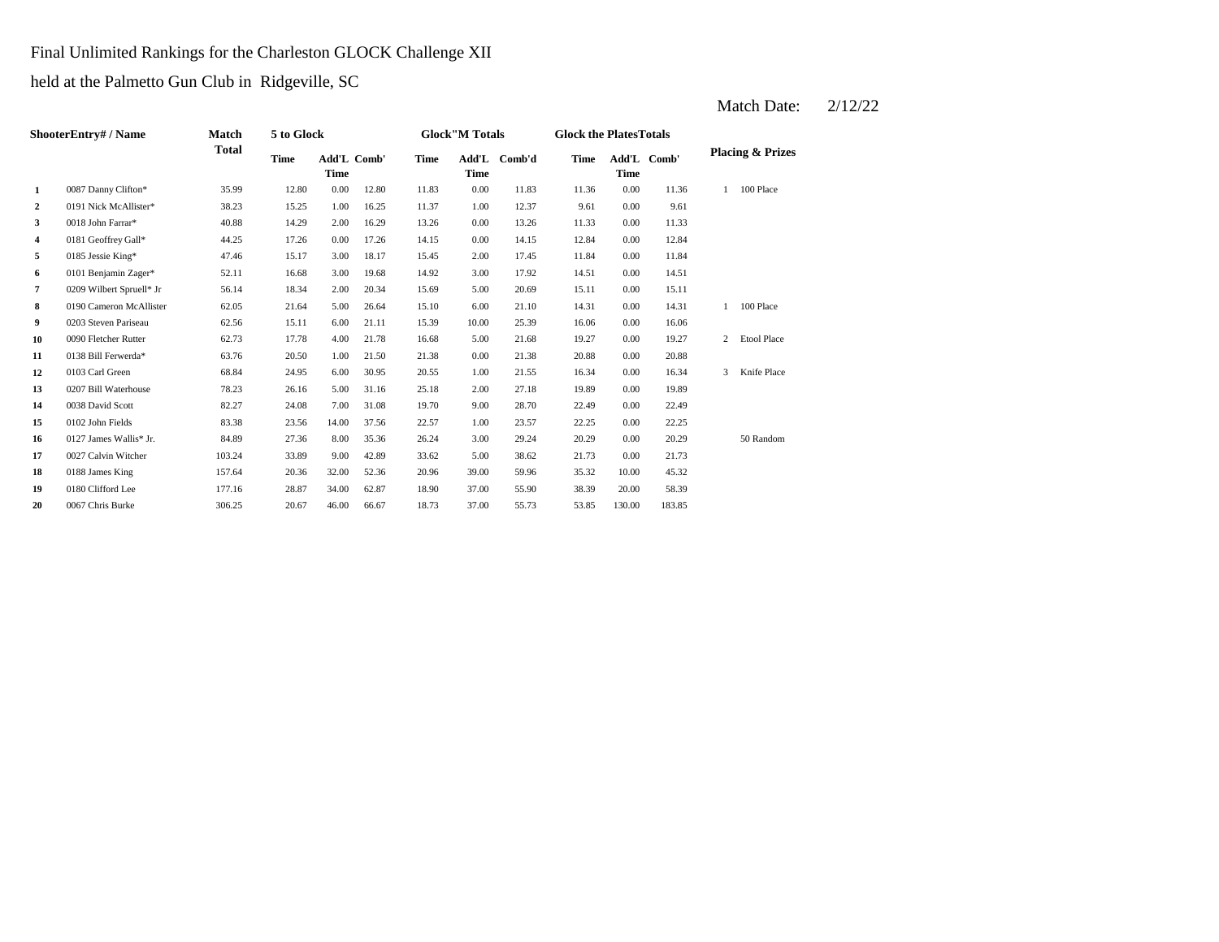Final Unlimited Rankings for the Charleston GLOCK Challenge XII

held at the Palmetto Gun Club in Ridgeville, SC

Match Date: 2/12/22

| | ShooterEntry# / Name | Match Total | 5 to Glock | | | Glock"M Totals | | | Glock the PlatesTotals | | | Placing & Prizes | |
|---|---|---|---|---|---|---|---|---|---|---|---|---|---|
| | | | Time | Add'L Time | Comb' | Time | Add'L Time | Comb'd | Time | Add'L Time | Comb' | | |
| **1** | 0087 Danny Clifton* | 35.99 | 12.80 | 0.00 | 12.80 | 11.83 | 0.00 | 11.83 | 11.36 | 0.00 | 11.36 | 1 | 100 Place |
| **2** | 0191 Nick McAllister* | 38.23 | 15.25 | 1.00 | 16.25 | 11.37 | 1.00 | 12.37 | 9.61 | 0.00 | 9.61 | | |
| **3** | 0018 John Farrar* | 40.88 | 14.29 | 2.00 | 16.29 | 13.26 | 0.00 | 13.26 | 11.33 | 0.00 | 11.33 | | |
| **4** | 0181 Geoffrey Gall* | 44.25 | 17.26 | 0.00 | 17.26 | 14.15 | 0.00 | 14.15 | 12.84 | 0.00 | 12.84 | | |
| **5** | 0185 Jessie King* | 47.46 | 15.17 | 3.00 | 18.17 | 15.45 | 2.00 | 17.45 | 11.84 | 0.00 | 11.84 | | |
| **6** | 0101 Benjamin Zager* | 52.11 | 16.68 | 3.00 | 19.68 | 14.92 | 3.00 | 17.92 | 14.51 | 0.00 | 14.51 | | |
| **7** | 0209 Wilbert Spruell* Jr | 56.14 | 18.34 | 2.00 | 20.34 | 15.69 | 5.00 | 20.69 | 15.11 | 0.00 | 15.11 | | |
| **8** | 0190 Cameron McAllister | 62.05 | 21.64 | 5.00 | 26.64 | 15.10 | 6.00 | 21.10 | 14.31 | 0.00 | 14.31 | 1 | 100 Place |
| **9** | 0203 Steven Pariseau | 62.56 | 15.11 | 6.00 | 21.11 | 15.39 | 10.00 | 25.39 | 16.06 | 0.00 | 16.06 | | |
| **10** | 0090 Fletcher Rutter | 62.73 | 17.78 | 4.00 | 21.78 | 16.68 | 5.00 | 21.68 | 19.27 | 0.00 | 19.27 | 2 | Etool Place |
| **11** | 0138 Bill Ferwerda* | 63.76 | 20.50 | 1.00 | 21.50 | 21.38 | 0.00 | 21.38 | 20.88 | 0.00 | 20.88 | | |
| **12** | 0103 Carl Green | 68.84 | 24.95 | 6.00 | 30.95 | 20.55 | 1.00 | 21.55 | 16.34 | 0.00 | 16.34 | 3 | Knife Place |
| **13** | 0207 Bill Waterhouse | 78.23 | 26.16 | 5.00 | 31.16 | 25.18 | 2.00 | 27.18 | 19.89 | 0.00 | 19.89 | | |
| **14** | 0038 David Scott | 82.27 | 24.08 | 7.00 | 31.08 | 19.70 | 9.00 | 28.70 | 22.49 | 0.00 | 22.49 | | |
| **15** | 0102 John Fields | 83.38 | 23.56 | 14.00 | 37.56 | 22.57 | 1.00 | 23.57 | 22.25 | 0.00 | 22.25 | | |
| **16** | 0127 James Wallis* Jr. | 84.89 | 27.36 | 8.00 | 35.36 | 26.24 | 3.00 | 29.24 | 20.29 | 0.00 | 20.29 | | 50 Random |
| **17** | 0027 Calvin Witcher | 103.24 | 33.89 | 9.00 | 42.89 | 33.62 | 5.00 | 38.62 | 21.73 | 0.00 | 21.73 | | |
| **18** | 0188 James King | 157.64 | 20.36 | 32.00 | 52.36 | 20.96 | 39.00 | 59.96 | 35.32 | 10.00 | 45.32 | | |
| **19** | 0180 Clifford Lee | 177.16 | 28.87 | 34.00 | 62.87 | 18.90 | 37.00 | 55.90 | 38.39 | 20.00 | 58.39 | | |
| **20** | 0067 Chris Burke | 306.25 | 20.67 | 46.00 | 66.67 | 18.73 | 37.00 | 55.73 | 53.85 | 130.00 | 183.85 | | |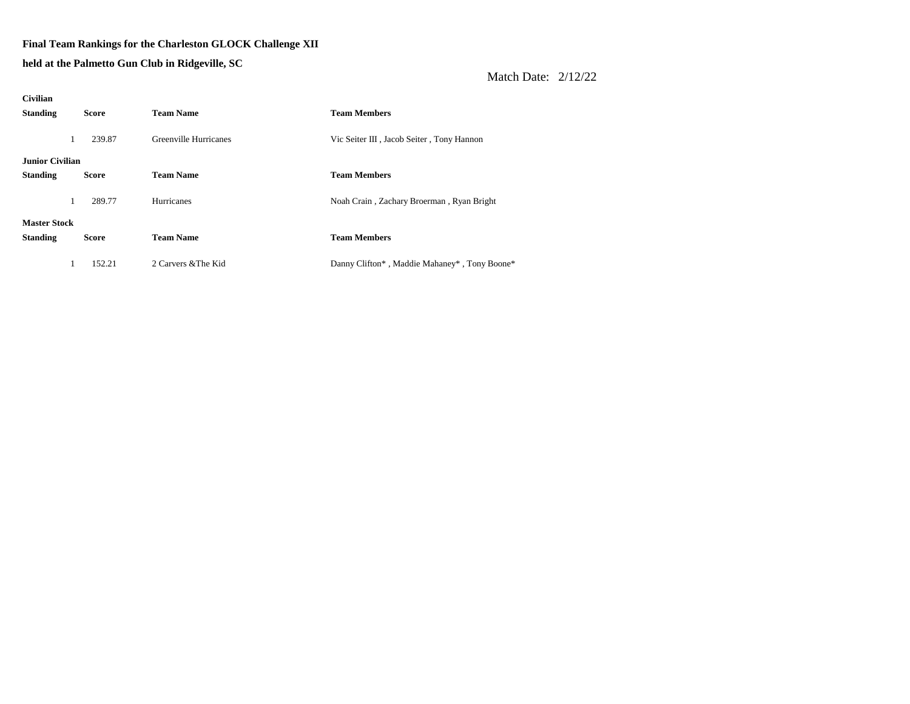**Final Team Rankings for the Charleston GLOCK Challenge XII**

**held at the Palmetto Gun Club in Ridgeville, SC**

Match Date: 2/12/22

**Civilian**

| Standing | Score | Team Name | Team Members |
|---|---|---|---|
| 1 | 239.87 | Greenville Hurricanes | Vic Seiter III , Jacob Seiter , Tony Hannon |

**Junior Civilian**

| Standing | Score | Team Name | Team Members |
|---|---|---|---|
| 1 | 289.77 | Hurricanes | Noah Crain , Zachary Broerman , Ryan Bright |

**Master Stock**

| Standing | Score | Team Name | Team Members |
|---|---|---|---|
| 1 | 152.21 | 2 Carvers &The Kid | Danny Clifton* , Maddie Mahaney* , Tony Boone* |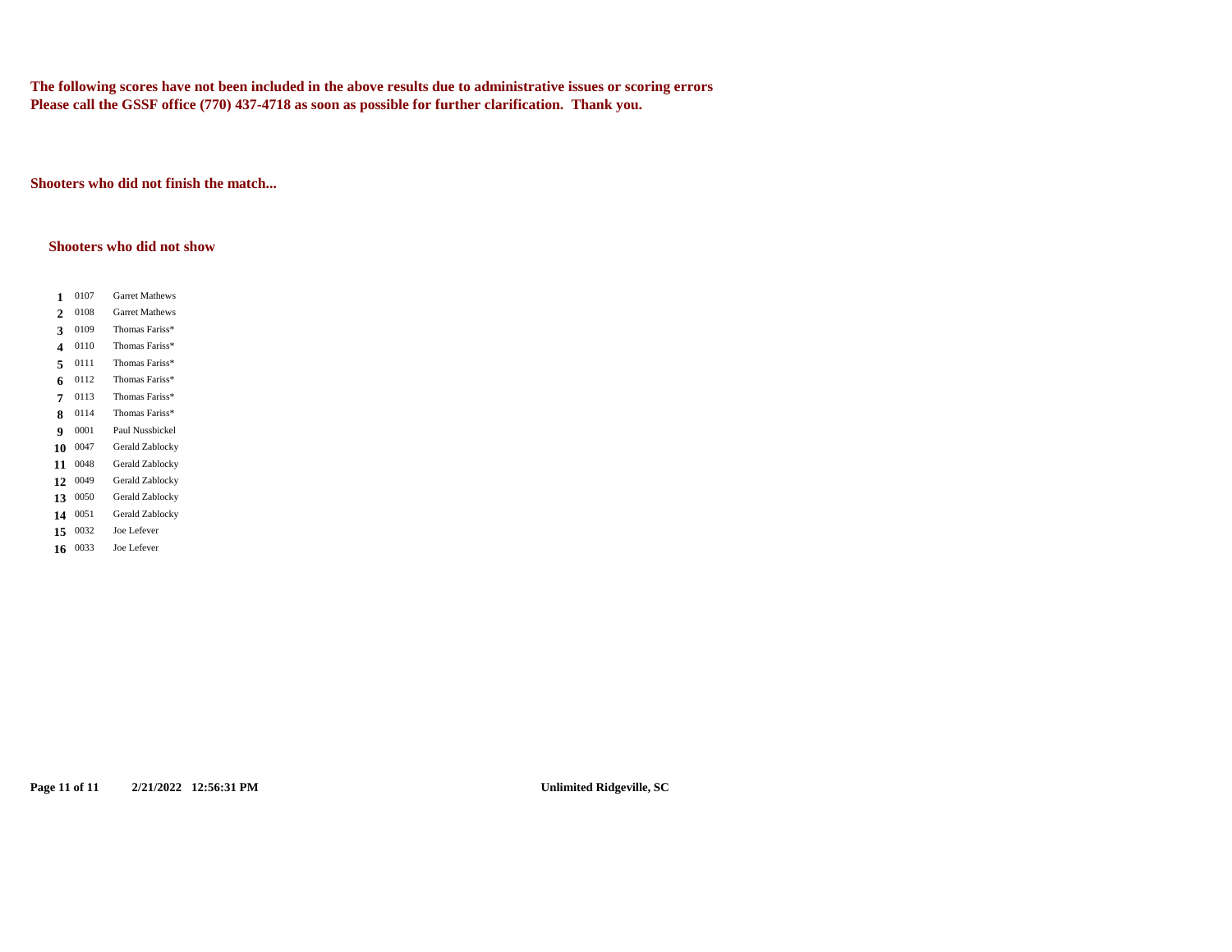**The following scores have not been included in the above results due to administrative issues or scoring errors**
**Please call the GSSF office (770) 437-4718 as soon as possible for further clarification. Thank you.**

**Shooters who did not finish the match...**

**Shooters who did not show**

| | | |
|---|---|---|
| **1** | 0107 | Garret Mathews |
| **2** | 0108 | Garret Mathews |
| **3** | 0109 | Thomas Fariss* |
| **4** | 0110 | Thomas Fariss* |
| **5** | 0111 | Thomas Fariss* |
| **6** | 0112 | Thomas Fariss* |
| **7** | 0113 | Thomas Fariss* |
| **8** | 0114 | Thomas Fariss* |
| **9** | 0001 | Paul Nussbickel |
| **10** | 0047 | Gerald Zablocky |
| **11** | 0048 | Gerald Zablocky |
| **12** | 0049 | Gerald Zablocky |
| **13** | 0050 | Gerald Zablocky |
| **14** | 0051 | Gerald Zablocky |
| **15** | 0032 | Joe Lefever |
| **16** | 0033 | Joe Lefever |